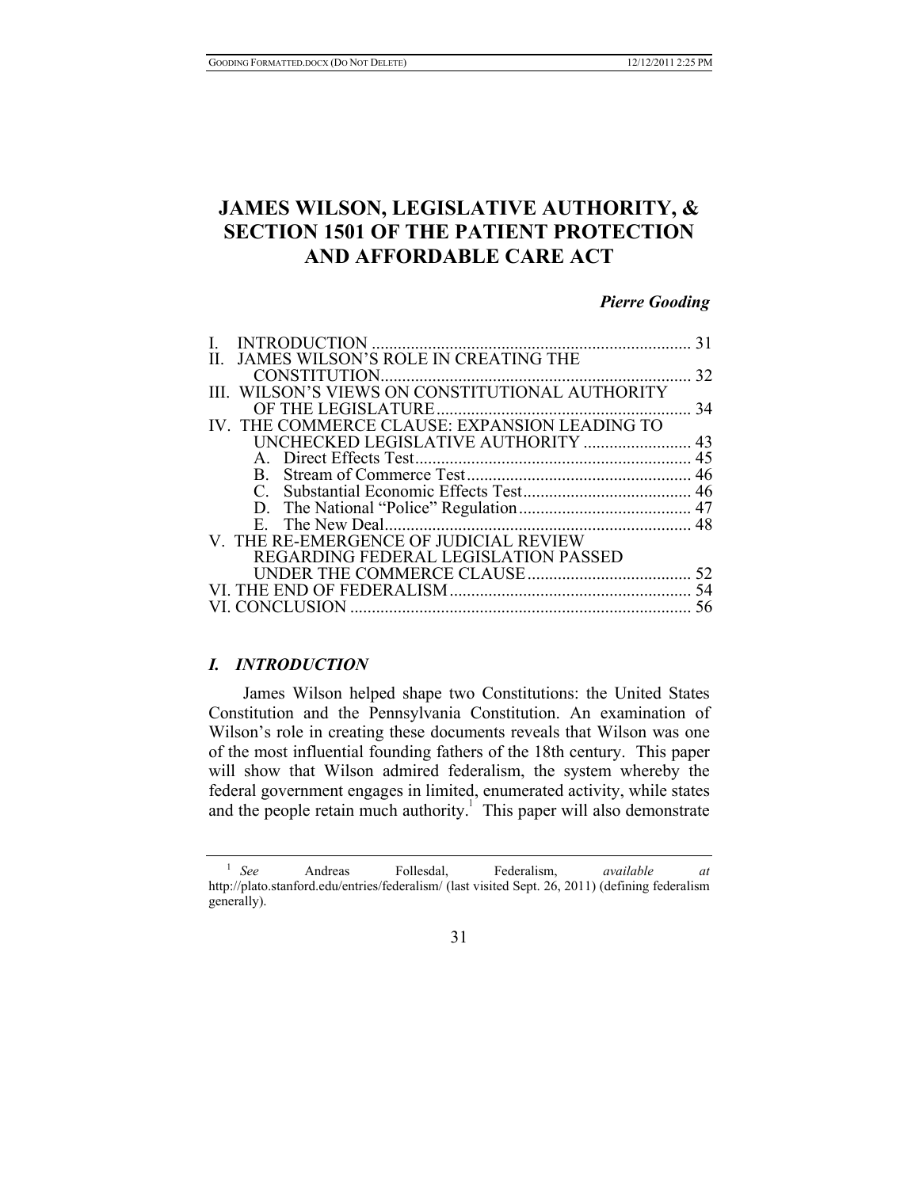# JAMES WILSON, LEGISLATIVE AUTHORITY, & SECTION 1501 OF THE PATIENT PROTECTION AND AFFORDABLE CARE ACT

***Pierre Gooding***

I. INTRODUCTION ........................................................................ 31
II. JAMES WILSON'S ROLE IN CREATING THE CONSTITUTION ........................................................................ 32
III. WILSON'S VIEWS ON CONSTITUTIONAL AUTHORITY OF THE LEGISLATURE ........................................................ 34
IV. THE COMMERCE CLAUSE: EXPANSION LEADING TO UNCHECKED LEGISLATIVE AUTHORITY ......................... 43
  A. Direct Effects Test ................................................................ 45
  B. Stream of Commerce Test .................................................... 46
  C. Substantial Economic Effects Test ....................................... 46
  D. The National "Police" Regulation ........................................ 47
  E. The New Deal ....................................................................... 48
V. THE RE-EMERGENCE OF JUDICIAL REVIEW REGARDING FEDERAL LEGISLATION PASSED UNDER THE COMMERCE CLAUSE ...................................... 52
VI. THE END OF FEDERALISM ........................................................ 54
VI. CONCLUSION .............................................................................. 56

## *I. INTRODUCTION*

James Wilson helped shape two Constitutions: the United States Constitution and the Pennsylvania Constitution. An examination of Wilson's role in creating these documents reveals that Wilson was one of the most influential founding fathers of the 18th century. This paper will show that Wilson admired federalism, the system whereby the federal government engages in limited, enumerated activity, while states and the people retain much authority.[1] This paper will also demonstrate

[1] *See* Andreas Follesdal, Federalism, *available at* http://plato.stanford.edu/entries/federalism/ (last visited Sept. 26, 2011) (defining federalism generally).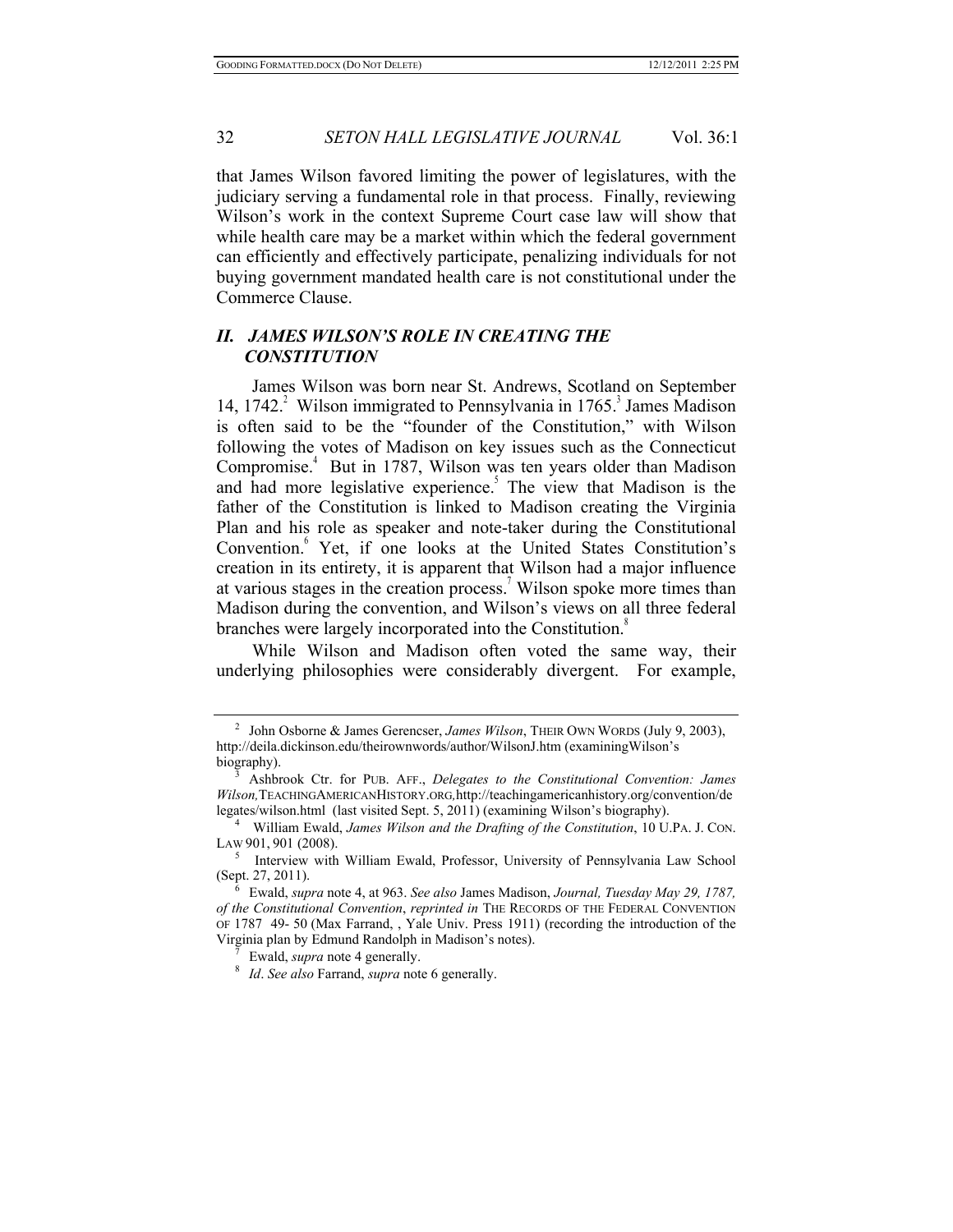that James Wilson favored limiting the power of legislatures, with the judiciary serving a fundamental role in that process. Finally, reviewing Wilson's work in the context Supreme Court case law will show that while health care may be a market within which the federal government can efficiently and effectively participate, penalizing individuals for not buying government mandated health care is not constitutional under the Commerce Clause.

## *II. JAMES WILSON'S ROLE IN CREATING THE CONSTITUTION*

James Wilson was born near St. Andrews, Scotland on September 14, 1742.[2] Wilson immigrated to Pennsylvania in 1765.[3] James Madison is often said to be the "founder of the Constitution," with Wilson following the votes of Madison on key issues such as the Connecticut Compromise.[4] But in 1787, Wilson was ten years older than Madison and had more legislative experience.[5] The view that Madison is the father of the Constitution is linked to Madison creating the Virginia Plan and his role as speaker and note-taker during the Constitutional Convention.[6] Yet, if one looks at the United States Constitution's creation in its entirety, it is apparent that Wilson had a major influence at various stages in the creation process.[7] Wilson spoke more times than Madison during the convention, and Wilson's views on all three federal branches were largely incorporated into the Constitution.[8]

While Wilson and Madison often voted the same way, their underlying philosophies were considerably divergent. For example,

---

[2] John Osborne & James Gerencser, *James Wilson*, THEIR OWN WORDS (July 9, 2003), http://deila.dickinson.edu/theirownwords/author/WilsonJ.htm (examiningWilson's biography).

[3] Ashbrook Ctr. for PUB. AFF., *Delegates to the Constitutional Convention: James Wilson,*TEACHINGAMERICANHISTORY.ORG,http://teachingamericanhistory.org/convention/delegates/wilson.html (last visited Sept. 5, 2011) (examining Wilson's biography).

[4] William Ewald, *James Wilson and the Drafting of the Constitution*, 10 U.PA. J. CON. LAW 901, 901 (2008).

[5] Interview with William Ewald, Professor, University of Pennsylvania Law School (Sept. 27, 2011).

[6] Ewald, *supra* note 4, at 963. *See also* James Madison, *Journal, Tuesday May 29, 1787, of the Constitutional Convention*, *reprinted in* THE RECORDS OF THE FEDERAL CONVENTION OF 1787 49- 50 (Max Farrand, , Yale Univ. Press 1911) (recording the introduction of the Virginia plan by Edmund Randolph in Madison's notes).

[7] Ewald, *supra* note 4 generally.

[8] *Id*. *See also* Farrand, *supra* note 6 generally.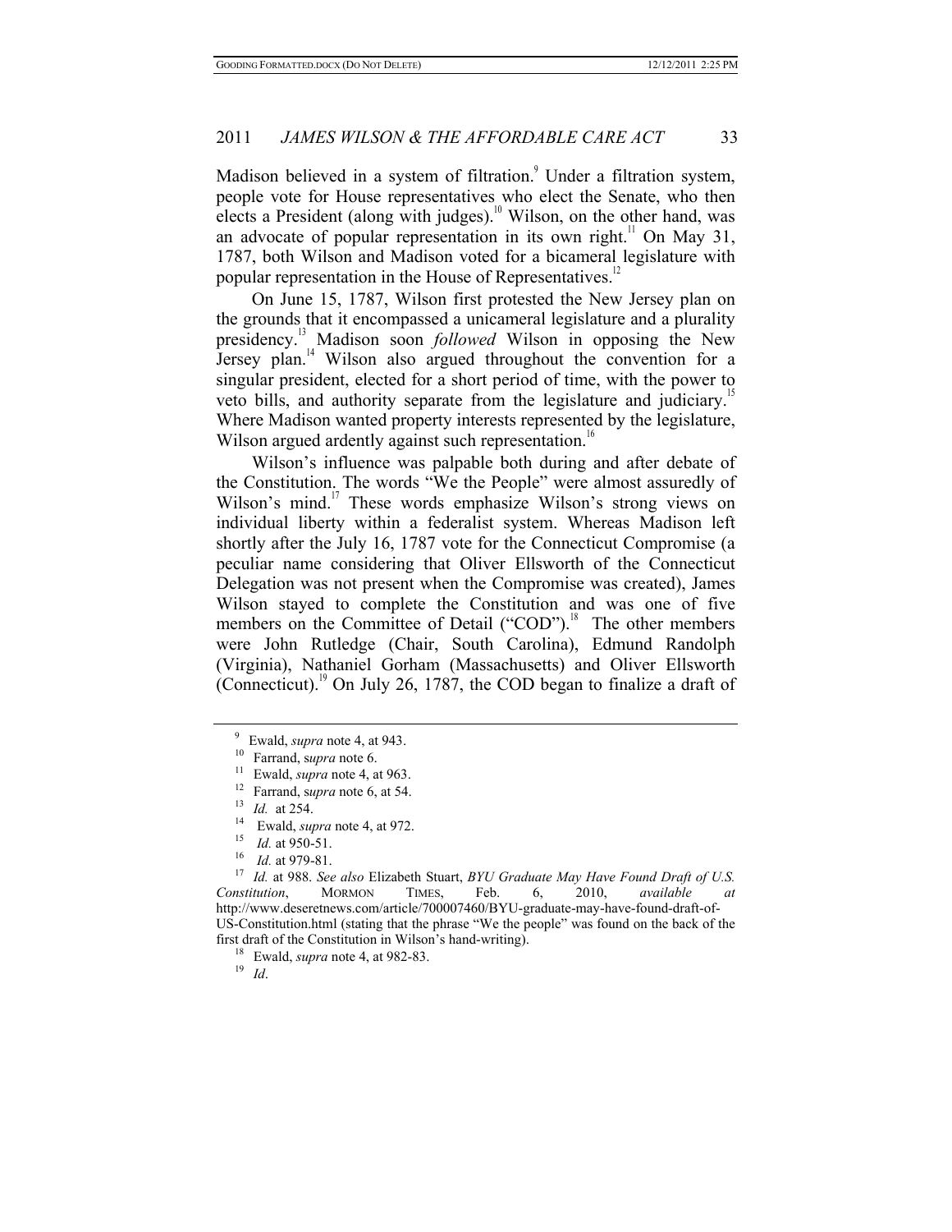Madison believed in a system of filtration.[9] Under a filtration system, people vote for House representatives who elect the Senate, who then elects a President (along with judges).[10] Wilson, on the other hand, was an advocate of popular representation in its own right.[11] On May 31, 1787, both Wilson and Madison voted for a bicameral legislature with popular representation in the House of Representatives.[12]

On June 15, 1787, Wilson first protested the New Jersey plan on the grounds that it encompassed a unicameral legislature and a plurality presidency.[13] Madison soon *followed* Wilson in opposing the New Jersey plan.[14] Wilson also argued throughout the convention for a singular president, elected for a short period of time, with the power to veto bills, and authority separate from the legislature and judiciary.[15] Where Madison wanted property interests represented by the legislature, Wilson argued ardently against such representation.[16]

Wilson's influence was palpable both during and after debate of the Constitution. The words "We the People" were almost assuredly of Wilson's mind.[17] These words emphasize Wilson's strong views on individual liberty within a federalist system. Whereas Madison left shortly after the July 16, 1787 vote for the Connecticut Compromise (a peculiar name considering that Oliver Ellsworth of the Connecticut Delegation was not present when the Compromise was created), James Wilson stayed to complete the Constitution and was one of five members on the Committee of Detail ("COD").[18] The other members were John Rutledge (Chair, South Carolina), Edmund Randolph (Virginia), Nathaniel Gorham (Massachusetts) and Oliver Ellsworth (Connecticut).[19] On July 26, 1787, the COD began to finalize a draft of

---

[9] Ewald, *supra* note 4, at 943.

[10] Farrand, s*upra* note 6.

[11] Ewald, *supra* note 4, at 963.

[12] Farrand, s*upra* note 6, at 54.

[13] *Id.* at 254.

[14] Ewald, *supra* note 4, at 972.

[15] *Id.* at 950-51.

[16] *Id.* at 979-81.

[17] *Id.* at 988. *See also* Elizabeth Stuart, *BYU Graduate May Have Found Draft of U.S. Constitution*, MORMON TIMES, Feb. 6, 2010, *available at* http://www.deseretnews.com/article/700007460/BYU-graduate-may-have-found-draft-of-US-Constitution.html (stating that the phrase "We the people" was found on the back of the first draft of the Constitution in Wilson's hand-writing).

[18] Ewald, *supra* note 4, at 982-83.

[19] *Id*.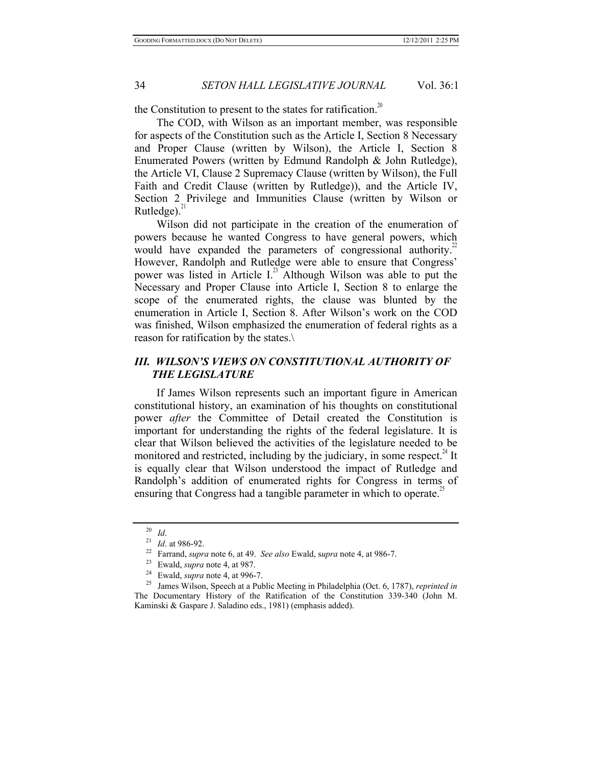the Constitution to present to the states for ratification.[20]

The COD, with Wilson as an important member, was responsible for aspects of the Constitution such as the Article I, Section 8 Necessary and Proper Clause (written by Wilson), the Article I, Section 8 Enumerated Powers (written by Edmund Randolph & John Rutledge), the Article VI, Clause 2 Supremacy Clause (written by Wilson), the Full Faith and Credit Clause (written by Rutledge)), and the Article IV, Section 2 Privilege and Immunities Clause (written by Wilson or Rutledge).[21]

Wilson did not participate in the creation of the enumeration of powers because he wanted Congress to have general powers, which would have expanded the parameters of congressional authority.[22] However, Randolph and Rutledge were able to ensure that Congress' power was listed in Article I.[23] Although Wilson was able to put the Necessary and Proper Clause into Article I, Section 8 to enlarge the scope of the enumerated rights, the clause was blunted by the enumeration in Article I, Section 8. After Wilson's work on the COD was finished, Wilson emphasized the enumeration of federal rights as a reason for ratification by the states.\

## *III. WILSON'S VIEWS ON CONSTITUTIONAL AUTHORITY OF THE LEGISLATURE*

If James Wilson represents such an important figure in American constitutional history, an examination of his thoughts on constitutional power *after* the Committee of Detail created the Constitution is important for understanding the rights of the federal legislature. It is clear that Wilson believed the activities of the legislature needed to be monitored and restricted, including by the judiciary, in some respect.[24] It is equally clear that Wilson understood the impact of Rutledge and Randolph's addition of enumerated rights for Congress in terms of ensuring that Congress had a tangible parameter in which to operate.[25]

---

[20] *Id*.

[21] *Id*. at 986-92.

[22] Farrand, *supra* note 6, at 49. *See also* Ewald, s*upra* note 4, at 986-7.

[23] Ewald, *supra* note 4, at 987.

[24] Ewald, *supra* note 4, at 996-7.

[25] James Wilson, Speech at a Public Meeting in Philadelphia (Oct. 6, 1787), *reprinted in* The Documentary History of the Ratification of the Constitution 339-340 (John M. Kaminski & Gaspare J. Saladino eds., 1981) (emphasis added).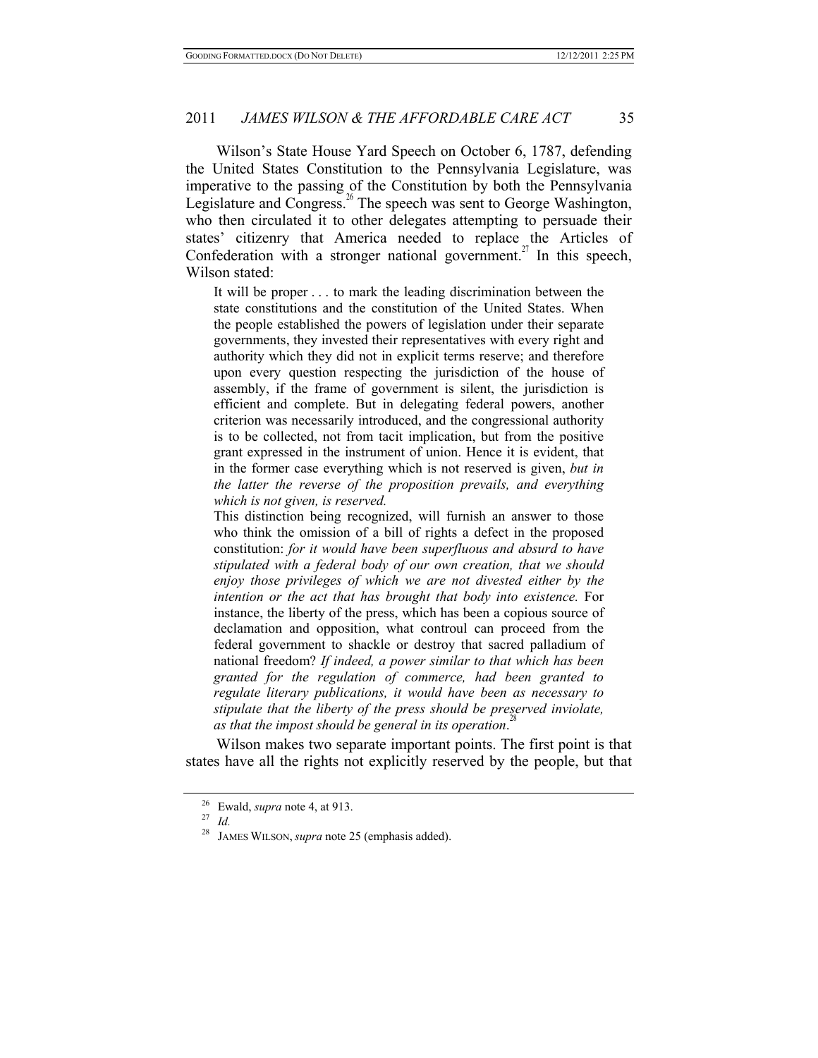Wilson's State House Yard Speech on October 6, 1787, defending the United States Constitution to the Pennsylvania Legislature, was imperative to the passing of the Constitution by both the Pennsylvania Legislature and Congress.[26] The speech was sent to George Washington, who then circulated it to other delegates attempting to persuade their states' citizenry that America needed to replace the Articles of Confederation with a stronger national government.[27] In this speech, Wilson stated:

> It will be proper . . . to mark the leading discrimination between the state constitutions and the constitution of the United States. When the people established the powers of legislation under their separate governments, they invested their representatives with every right and authority which they did not in explicit terms reserve; and therefore upon every question respecting the jurisdiction of the house of assembly, if the frame of government is silent, the jurisdiction is efficient and complete. But in delegating federal powers, another criterion was necessarily introduced, and the congressional authority is to be collected, not from tacit implication, but from the positive grant expressed in the instrument of union. Hence it is evident, that in the former case everything which is not reserved is given, *but in the latter the reverse of the proposition prevails, and everything which is not given, is reserved.*
>
> This distinction being recognized, will furnish an answer to those who think the omission of a bill of rights a defect in the proposed constitution: *for it would have been superfluous and absurd to have stipulated with a federal body of our own creation, that we should enjoy those privileges of which we are not divested either by the intention or the act that has brought that body into existence.* For instance, the liberty of the press, which has been a copious source of declamation and opposition, what controul can proceed from the federal government to shackle or destroy that sacred palladium of national freedom? *If indeed, a power similar to that which has been granted for the regulation of commerce, had been granted to regulate literary publications, it would have been as necessary to stipulate that the liberty of the press should be preserved inviolate, as that the impost should be general in its operation.*[28]

Wilson makes two separate important points. The first point is that states have all the rights not explicitly reserved by the people, but that

---

[26] Ewald, *supra* note 4, at 913.

[27] *Id.*

[28] JAMES WILSON, *supra* note 25 (emphasis added).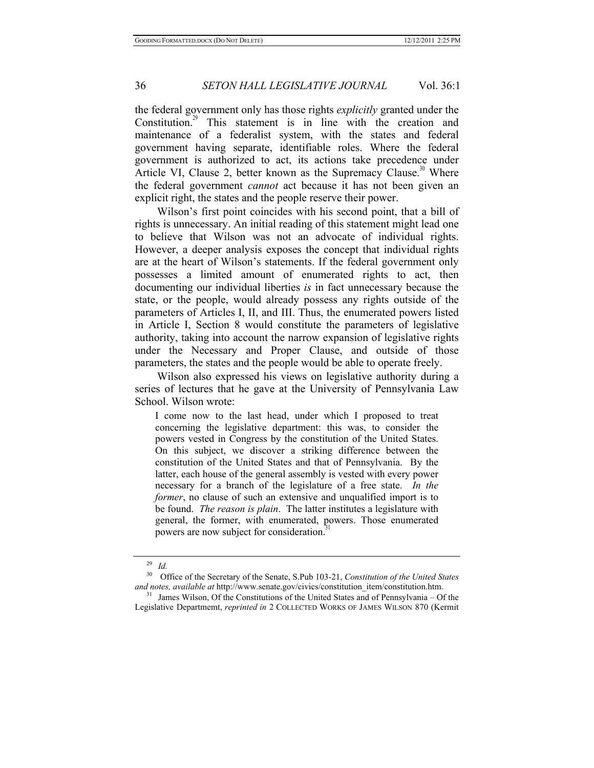the federal government only has those rights *explicitly* granted under the Constitution.[29] This statement is in line with the creation and maintenance of a federalist system, with the states and federal government having separate, identifiable roles. Where the federal government is authorized to act, its actions take precedence under Article VI, Clause 2, better known as the Supremacy Clause.[30] Where the federal government *cannot* act because it has not been given an explicit right, the states and the people reserve their power.

Wilson's first point coincides with his second point, that a bill of rights is unnecessary. An initial reading of this statement might lead one to believe that Wilson was not an advocate of individual rights. However, a deeper analysis exposes the concept that individual rights are at the heart of Wilson's statements. If the federal government only possesses a limited amount of enumerated rights to act, then documenting our individual liberties *is* in fact unnecessary because the state, or the people, would already possess any rights outside of the parameters of Articles I, II, and III. Thus, the enumerated powers listed in Article I, Section 8 would constitute the parameters of legislative authority, taking into account the narrow expansion of legislative rights under the Necessary and Proper Clause, and outside of those parameters, the states and the people would be able to operate freely.

Wilson also expressed his views on legislative authority during a series of lectures that he gave at the University of Pennsylvania Law School. Wilson wrote:

> I come now to the last head, under which I proposed to treat concerning the legislative department: this was, to consider the powers vested in Congress by the constitution of the United States. On this subject, we discover a striking difference between the constitution of the United States and that of Pennsylvania. By the latter, each house of the general assembly is vested with every power necessary for a branch of the legislature of a free state. *In the former*, no clause of such an extensive and unqualified import is to be found. *The reason is plain*. The latter institutes a legislature with general, the former, with enumerated, powers. Those enumerated powers are now subject for consideration.[31]

---

[29] *Id.*

[30] Office of the Secretary of the Senate, S.Pub 103-21, *Constitution of the United States and notes, available at* http://www.senate.gov/civics/constitution_item/constitution.htm.

[31] James Wilson, Of the Constitutions of the United States and of Pennsylvania – Of the Legislative Departmemt, *reprinted in* 2 COLLECTED WORKS OF JAMES WILSON 870 (Kermit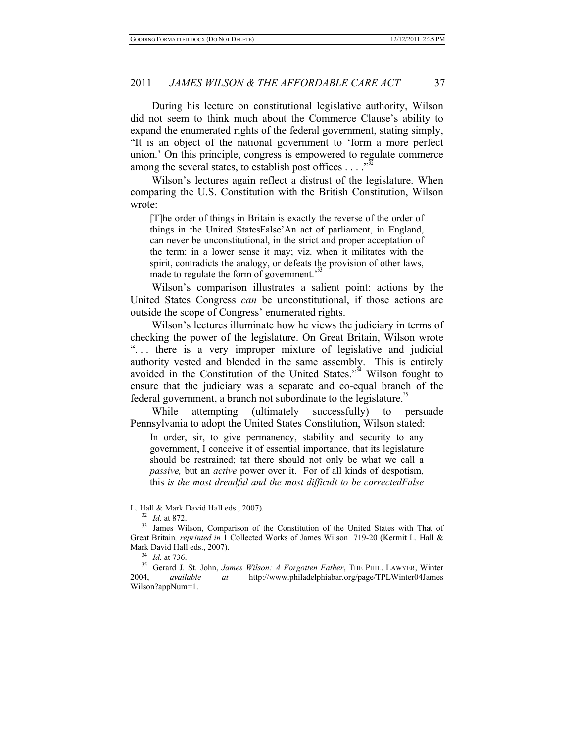During his lecture on constitutional legislative authority, Wilson did not seem to think much about the Commerce Clause's ability to expand the enumerated rights of the federal government, stating simply, "It is an object of the national government to 'form a more perfect union.' On this principle, congress is empowered to regulate commerce among the several states, to establish post offices . . . ."[32]

Wilson's lectures again reflect a distrust of the legislature. When comparing the U.S. Constitution with the British Constitution, Wilson wrote:

> [T]he order of things in Britain is exactly the reverse of the order of things in the United StatesFalse'An act of parliament, in England, can never be unconstitutional, in the strict and proper acceptation of the term: in a lower sense it may; viz. when it militates with the spirit, contradicts the analogy, or defeats the provision of other laws, made to regulate the form of government.'[33]

Wilson's comparison illustrates a salient point: actions by the United States Congress *can* be unconstitutional, if those actions are outside the scope of Congress' enumerated rights.

Wilson's lectures illuminate how he views the judiciary in terms of checking the power of the legislature. On Great Britain, Wilson wrote ". . . there is a very improper mixture of legislative and judicial authority vested and blended in the same assembly. This is entirely avoided in the Constitution of the United States."[34] Wilson fought to ensure that the judiciary was a separate and co-equal branch of the federal government, a branch not subordinate to the legislature.[35]

While attempting (ultimately successfully) to persuade Pennsylvania to adopt the United States Constitution, Wilson stated:

> In order, sir, to give permanency, stability and security to any government, I conceive it of essential importance, that its legislature should be restrained; tat there should not only be what we call a *passive,* but an *active* power over it. For of all kinds of despotism, this *is the most dreadful and the most difficult to be correctedFalse*

---

L. Hall & Mark David Hall eds., 2007).

[32] *Id.* at 872.

[33] James Wilson, Comparison of the Constitution of the United States with That of Great Britain*, reprinted in* 1 Collected Works of James Wilson 719-20 (Kermit L. Hall & Mark David Hall eds., 2007).

[34] *Id.* at 736.

[35] Gerard J. St. John, *James Wilson: A Forgotten Father*, THE PHIL. LAWYER, Winter 2004, *available at* http://www.philadelphiabar.org/page/TPLWinter04James Wilson?appNum=1.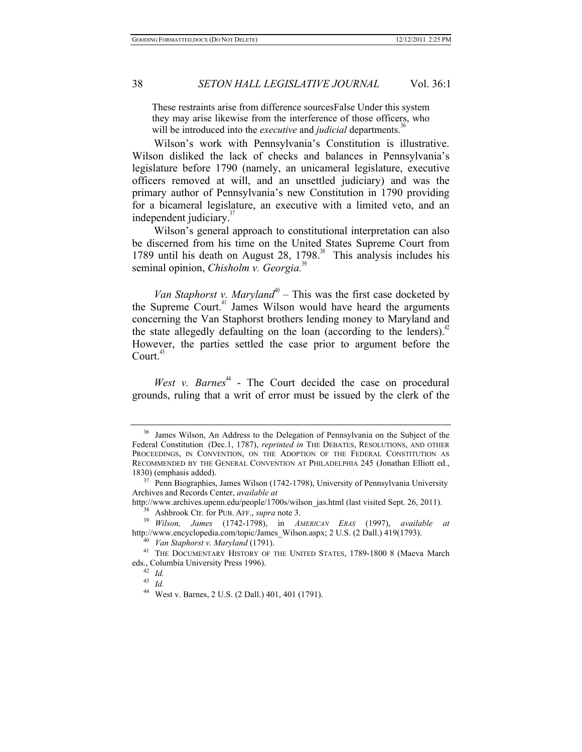> These restraints arise from difference sourcesFalse Under this system they may arise likewise from the interference of those officers, who will be introduced into the *executive* and *judicial* departments.[36]

Wilson's work with Pennsylvania's Constitution is illustrative. Wilson disliked the lack of checks and balances in Pennsylvania's legislature before 1790 (namely, an unicameral legislature, executive officers removed at will, and an unsettled judiciary) and was the primary author of Pennsylvania's new Constitution in 1790 providing for a bicameral legislature, an executive with a limited veto, and an independent judiciary.[37]

Wilson's general approach to constitutional interpretation can also be discerned from his time on the United States Supreme Court from 1789 until his death on August 28, 1798.[38] This analysis includes his seminal opinion, *Chisholm v. Georgia.*[39]

*Van Staphorst v. Maryland*[40] – This was the first case docketed by the Supreme Court.[41] James Wilson would have heard the arguments concerning the Van Staphorst brothers lending money to Maryland and the state allegedly defaulting on the loan (according to the lenders).[42] However, the parties settled the case prior to argument before the Court.[43]

*West v. Barnes*[44] - The Court decided the case on procedural grounds, ruling that a writ of error must be issued by the clerk of the

---

[36] James Wilson, An Address to the Delegation of Pennsylvania on the Subject of the Federal Constitution (Dec.1, 1787), *reprinted in* THE DEBATES, RESOLUTIONS, AND OTHER PROCEEDINGS, IN CONVENTION, ON THE ADOPTION OF THE FEDERAL CONSTITUTION AS RECOMMENDED BY THE GENERAL CONVENTION AT PHILADELPHIA 245 (Jonathan Elliott ed., 1830) (emphasis added).

[37] Penn Biographies, James Wilson (1742-1798), University of Pennsylvania University Archives and Records Center, *available at* http://www.archives.upenn.edu/people/1700s/wilson_jas.html (last visited Sept. 26, 2011).

[38] Ashbrook Ctr. for PUB. AFF., *supra* note 3.

[39] *Wilson, James* (1742-1798), in *AMERICAN ERAS* (1997), *available at* http://www.encyclopedia.com/topic/James_Wilson.aspx; 2 U.S. (2 Dall.) 419(1793).

[40] *Van Staphorst v. Maryland* (1791).

[41] THE DOCUMENTARY HISTORY OF THE UNITED STATES, 1789-1800 8 (Maeva March eds., Columbia University Press 1996).

[42] *Id.*

[43] *Id.*

[44] West v. Barnes, 2 U.S. (2 Dall.) 401, 401 (1791).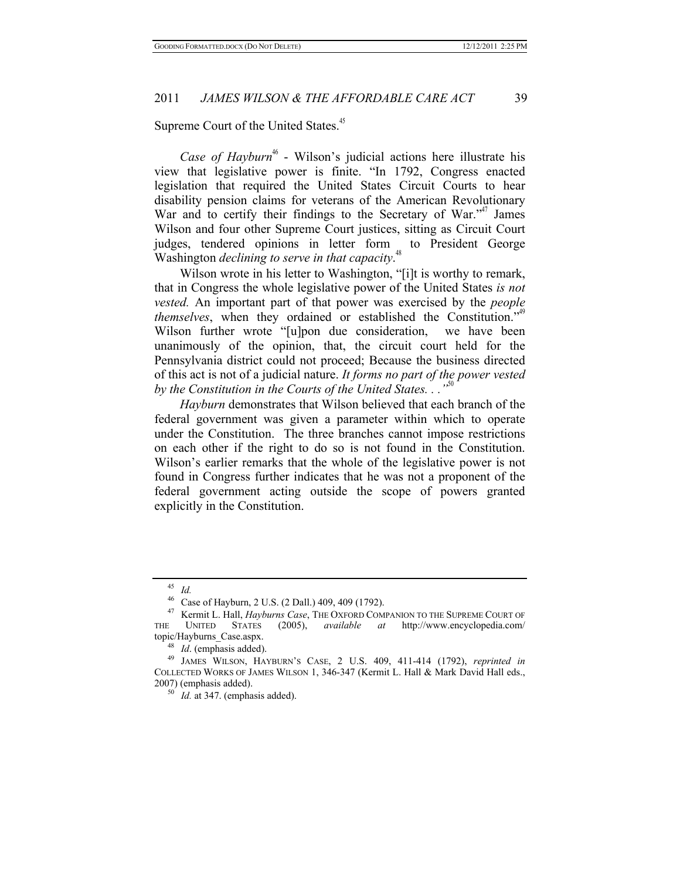Supreme Court of the United States.[45]

*Case of Hayburn*[46] - Wilson's judicial actions here illustrate his view that legislative power is finite. "In 1792, Congress enacted legislation that required the United States Circuit Courts to hear disability pension claims for veterans of the American Revolutionary War and to certify their findings to the Secretary of War."[47] James Wilson and four other Supreme Court justices, sitting as Circuit Court judges, tendered opinions in letter form to President George Washington *declining to serve in that capacity*.[48]

Wilson wrote in his letter to Washington, "[i]t is worthy to remark, that in Congress the whole legislative power of the United States *is not vested.* An important part of that power was exercised by the *people themselves*, when they ordained or established the Constitution."[49] Wilson further wrote "[u]pon due consideration, we have been unanimously of the opinion, that, the circuit court held for the Pennsylvania district could not proceed; Because the business directed of this act is not of a judicial nature. *It forms no part of the power vested by the Constitution in the Courts of the United States. . .*"[50]

*Hayburn* demonstrates that Wilson believed that each branch of the federal government was given a parameter within which to operate under the Constitution. The three branches cannot impose restrictions on each other if the right to do so is not found in the Constitution. Wilson's earlier remarks that the whole of the legislative power is not found in Congress further indicates that he was not a proponent of the federal government acting outside the scope of powers granted explicitly in the Constitution.

---

[45] *Id.*

[46] Case of Hayburn, 2 U.S. (2 Dall.) 409, 409 (1792).

[47] Kermit L. Hall, *Hayburns Case*, THE OXFORD COMPANION TO THE SUPREME COURT OF THE UNITED STATES (2005), *available at* http://www.encyclopedia.com/topic/Hayburns_Case.aspx.

[48] *Id*. (emphasis added).

[49] JAMES WILSON, HAYBURN'S CASE, 2 U.S. 409, 411-414 (1792), *reprinted in* COLLECTED WORKS OF JAMES WILSON 1, 346-347 (Kermit L. Hall & Mark David Hall eds., 2007) (emphasis added).

[50] *Id.* at 347. (emphasis added).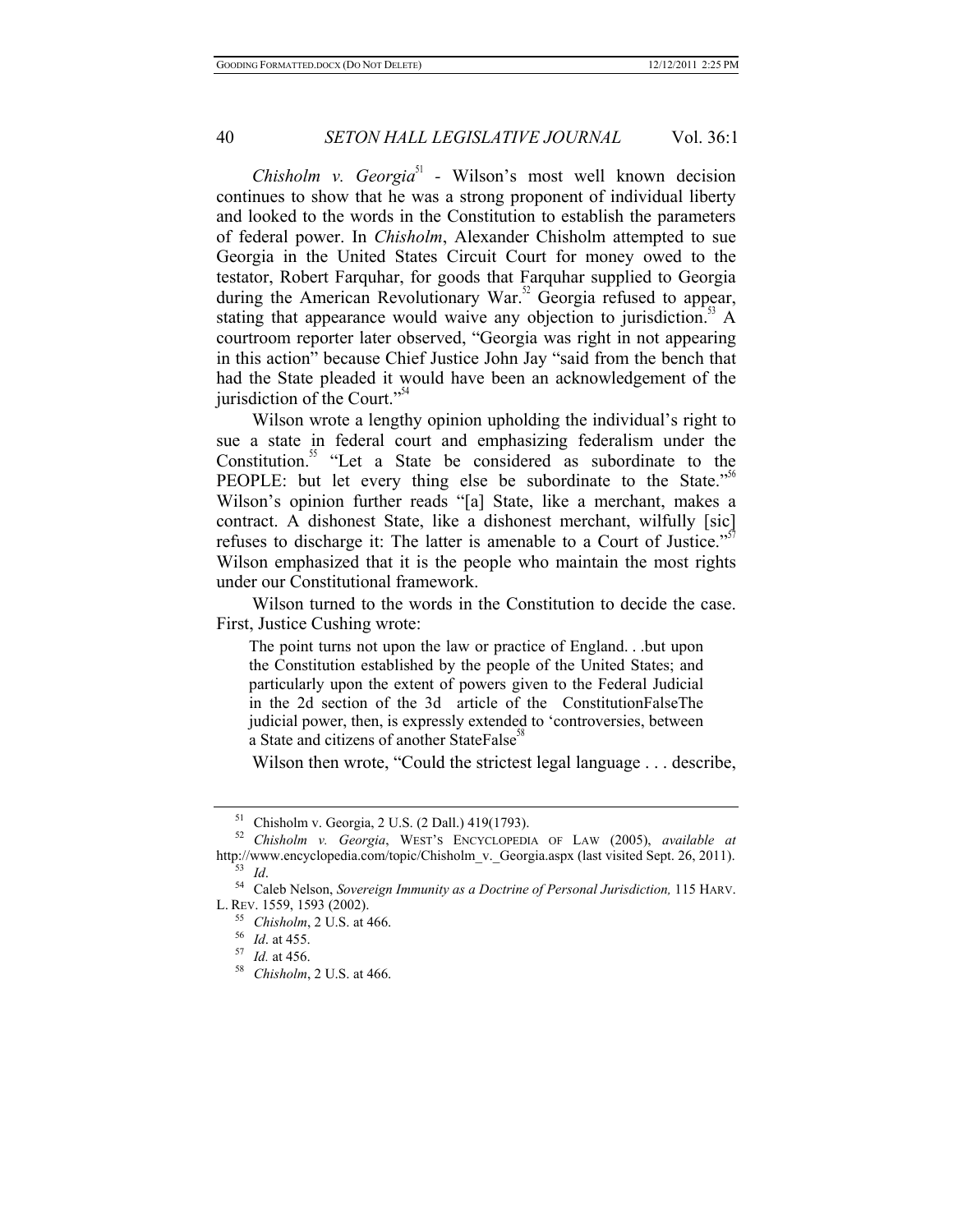*Chisholm v. Georgia*[51] - Wilson's most well known decision continues to show that he was a strong proponent of individual liberty and looked to the words in the Constitution to establish the parameters of federal power. In *Chisholm*, Alexander Chisholm attempted to sue Georgia in the United States Circuit Court for money owed to the testator, Robert Farquhar, for goods that Farquhar supplied to Georgia during the American Revolutionary War.[52] Georgia refused to appear, stating that appearance would waive any objection to jurisdiction.[53] A courtroom reporter later observed, "Georgia was right in not appearing in this action" because Chief Justice John Jay "said from the bench that had the State pleaded it would have been an acknowledgement of the jurisdiction of the Court."[54]

Wilson wrote a lengthy opinion upholding the individual's right to sue a state in federal court and emphasizing federalism under the Constitution.[55] "Let a State be considered as subordinate to the PEOPLE: but let every thing else be subordinate to the State."[56] Wilson's opinion further reads "[a] State, like a merchant, makes a contract. A dishonest State, like a dishonest merchant, wilfully [sic] refuses to discharge it: The latter is amenable to a Court of Justice."[57] Wilson emphasized that it is the people who maintain the most rights under our Constitutional framework.

Wilson turned to the words in the Constitution to decide the case. First, Justice Cushing wrote:

> The point turns not upon the law or practice of England. . .but upon the Constitution established by the people of the United States; and particularly upon the extent of powers given to the Federal Judicial in the 2d section of the 3d article of the ConstitutionFalseThe judicial power, then, is expressly extended to 'controversies, between a State and citizens of another StateFalse[58]

Wilson then wrote, "Could the strictest legal language . . . describe,

---

[51] Chisholm v. Georgia, 2 U.S. (2 Dall.) 419(1793).

[52] *Chisholm v. Georgia*, WEST'S ENCYCLOPEDIA OF LAW (2005), *available at* http://www.encyclopedia.com/topic/Chisholm_v._Georgia.aspx (last visited Sept. 26, 2011).

[53] *Id*.

[54] Caleb Nelson, *Sovereign Immunity as a Doctrine of Personal Jurisdiction,* 115 HARV. L. REV. 1559, 1593 (2002).

[55] *Chisholm*, 2 U.S. at 466.

[56] *Id*. at 455.

[57] *Id.* at 456.

[58] *Chisholm*, 2 U.S. at 466.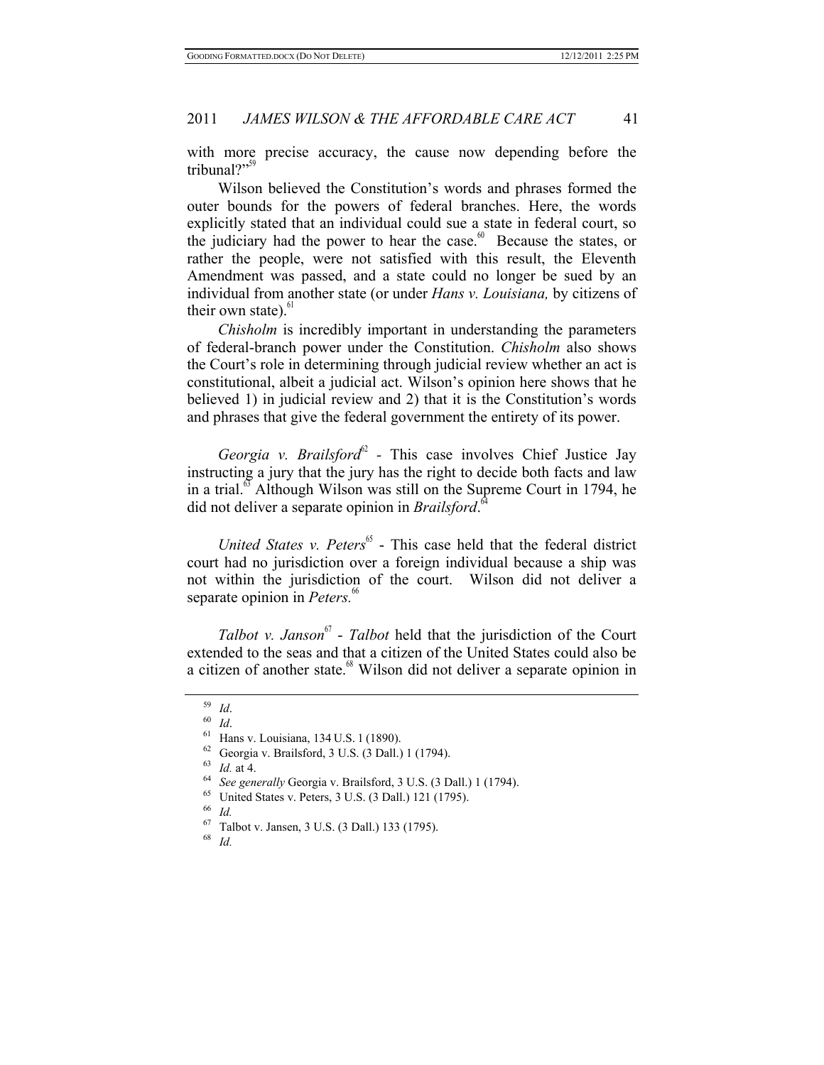with more precise accuracy, the cause now depending before the tribunal?"[59]

Wilson believed the Constitution's words and phrases formed the outer bounds for the powers of federal branches. Here, the words explicitly stated that an individual could sue a state in federal court, so the judiciary had the power to hear the case.[60] Because the states, or rather the people, were not satisfied with this result, the Eleventh Amendment was passed, and a state could no longer be sued by an individual from another state (or under *Hans v. Louisiana,* by citizens of their own state).[61]

*Chisholm* is incredibly important in understanding the parameters of federal-branch power under the Constitution. *Chisholm* also shows the Court's role in determining through judicial review whether an act is constitutional, albeit a judicial act. Wilson's opinion here shows that he believed 1) in judicial review and 2) that it is the Constitution's words and phrases that give the federal government the entirety of its power.

*Georgia v. Brailsford*[62] - This case involves Chief Justice Jay instructing a jury that the jury has the right to decide both facts and law in a trial.[63] Although Wilson was still on the Supreme Court in 1794, he did not deliver a separate opinion in *Brailsford*.[64]

*United States v. Peters*[65] - This case held that the federal district court had no jurisdiction over a foreign individual because a ship was not within the jurisdiction of the court. Wilson did not deliver a separate opinion in *Peters.*[66]

*Talbot v. Janson*[67] - *Talbot* held that the jurisdiction of the Court extended to the seas and that a citizen of the United States could also be a citizen of another state.[68] Wilson did not deliver a separate opinion in

---

[59] *Id*.
[60] *Id*.
[61] Hans v. Louisiana, 134 U.S. 1 (1890).
[62] Georgia v. Brailsford, 3 U.S. (3 Dall.) 1 (1794).
[63] *Id.* at 4.
[64] *See generally* Georgia v. Brailsford, 3 U.S. (3 Dall.) 1 (1794).
[65] United States v. Peters, 3 U.S. (3 Dall.) 121 (1795).
[66] *Id.*
[67] Talbot v. Jansen, 3 U.S. (3 Dall.) 133 (1795).
[68] *Id.*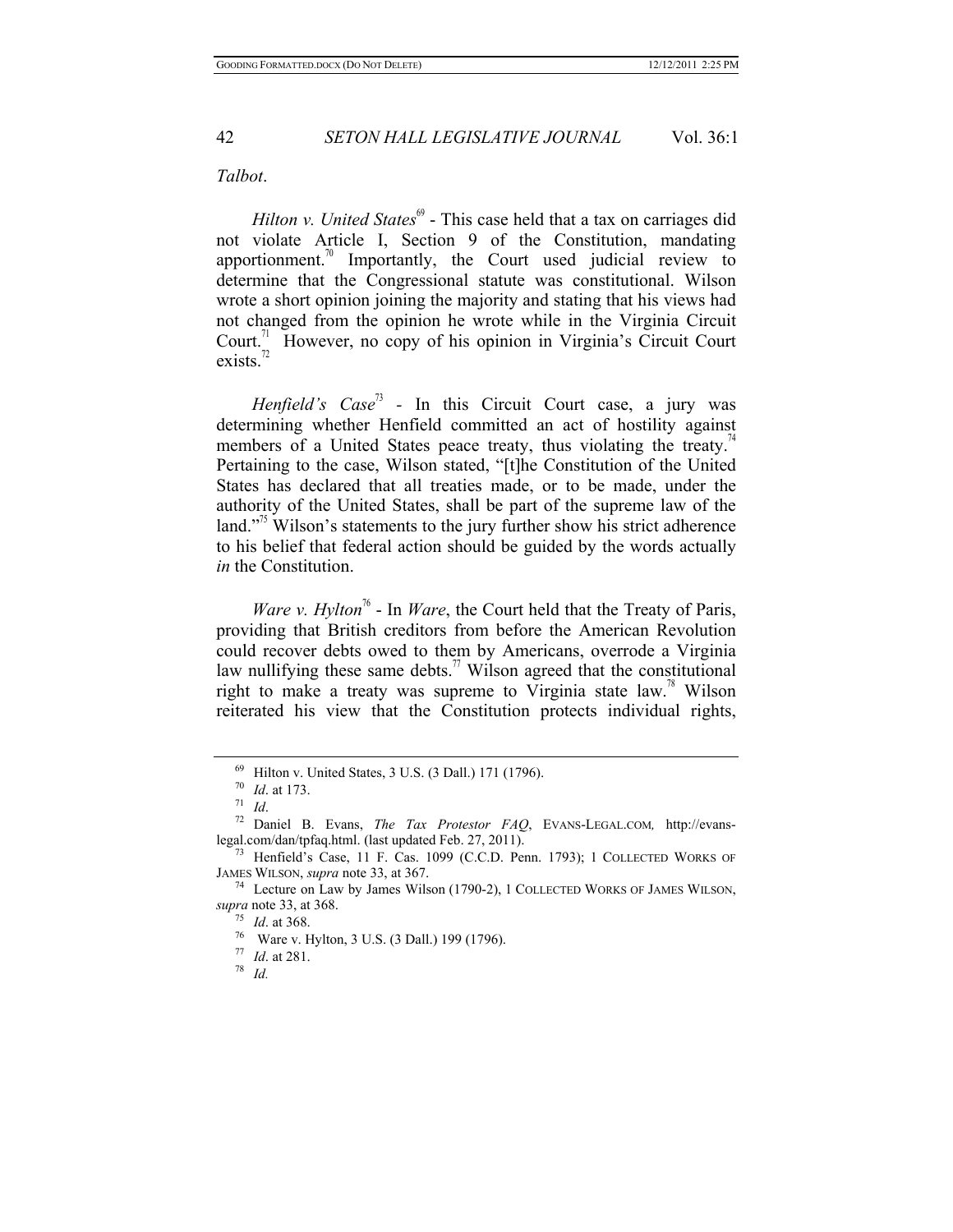*Talbot*.

*Hilton v. United States*[69] - This case held that a tax on carriages did not violate Article I, Section 9 of the Constitution, mandating apportionment.[70] Importantly, the Court used judicial review to determine that the Congressional statute was constitutional. Wilson wrote a short opinion joining the majority and stating that his views had not changed from the opinion he wrote while in the Virginia Circuit Court.[71] However, no copy of his opinion in Virginia's Circuit Court exists.[72]

*Henfield's Case*[73] - In this Circuit Court case, a jury was determining whether Henfield committed an act of hostility against members of a United States peace treaty, thus violating the treaty.[74] Pertaining to the case, Wilson stated, "[t]he Constitution of the United States has declared that all treaties made, or to be made, under the authority of the United States, shall be part of the supreme law of the land."[75] Wilson's statements to the jury further show his strict adherence to his belief that federal action should be guided by the words actually *in* the Constitution.

*Ware v. Hylton*[76] - In *Ware*, the Court held that the Treaty of Paris, providing that British creditors from before the American Revolution could recover debts owed to them by Americans, overrode a Virginia law nullifying these same debts.[77] Wilson agreed that the constitutional right to make a treaty was supreme to Virginia state law.[78] Wilson reiterated his view that the Constitution protects individual rights,

---

[69] Hilton v. United States, 3 U.S. (3 Dall.) 171 (1796).

[70] *Id*. at 173.

[71] *Id*.

[72] Daniel B. Evans, *The Tax Protestor FAQ*, EVANS-LEGAL.COM, http://evans-legal.com/dan/tpfaq.html. (last updated Feb. 27, 2011).

[73] Henfield's Case, 11 F. Cas. 1099 (C.C.D. Penn. 1793); 1 COLLECTED WORKS OF JAMES WILSON, *supra* note 33, at 367.

[74] Lecture on Law by James Wilson (1790-2), 1 COLLECTED WORKS OF JAMES WILSON, *supra* note 33, at 368.

[75] *Id*. at 368.

[76] Ware v. Hylton, 3 U.S. (3 Dall.) 199 (1796).

[77] *Id*. at 281.

[78] *Id.*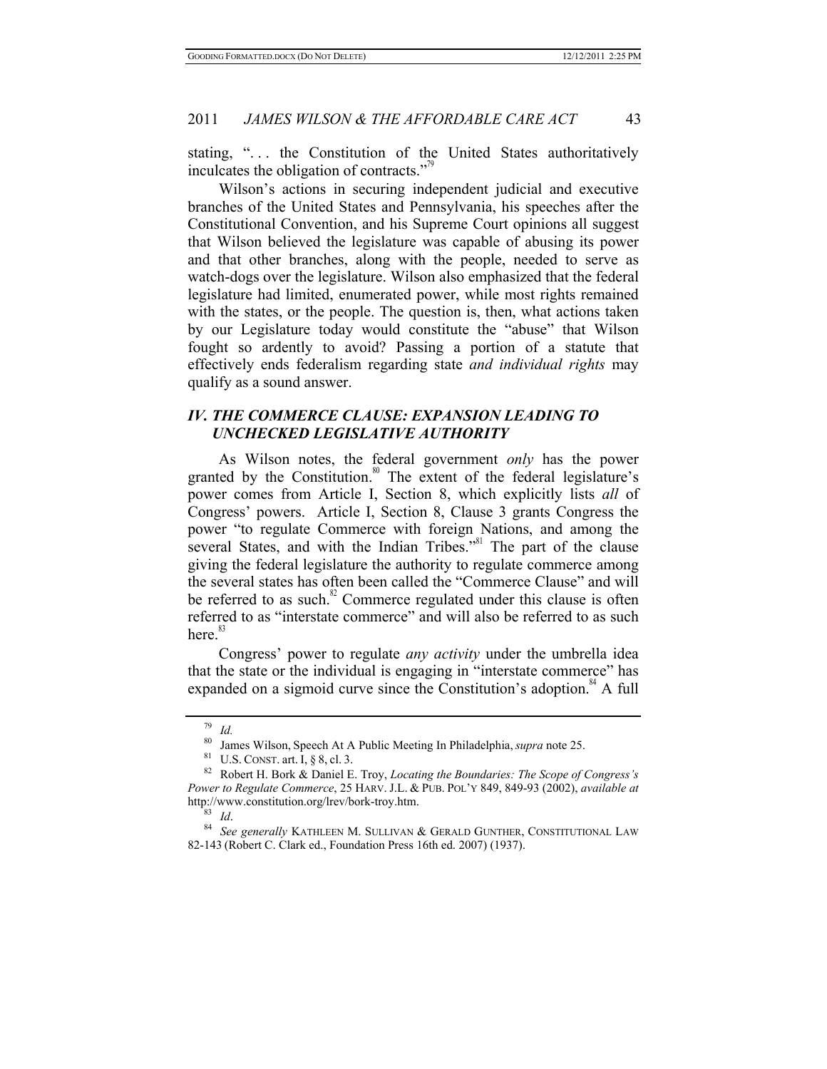stating, ". . . the Constitution of the United States authoritatively inculcates the obligation of contracts."[79]

Wilson's actions in securing independent judicial and executive branches of the United States and Pennsylvania, his speeches after the Constitutional Convention, and his Supreme Court opinions all suggest that Wilson believed the legislature was capable of abusing its power and that other branches, along with the people, needed to serve as watch-dogs over the legislature. Wilson also emphasized that the federal legislature had limited, enumerated power, while most rights remained with the states, or the people. The question is, then, what actions taken by our Legislature today would constitute the "abuse" that Wilson fought so ardently to avoid? Passing a portion of a statute that effectively ends federalism regarding state *and individual rights* may qualify as a sound answer.

## *IV. THE COMMERCE CLAUSE: EXPANSION LEADING TO UNCHECKED LEGISLATIVE AUTHORITY*

As Wilson notes, the federal government *only* has the power granted by the Constitution.[80] The extent of the federal legislature's power comes from Article I, Section 8, which explicitly lists *all* of Congress' powers. Article I, Section 8, Clause 3 grants Congress the power "to regulate Commerce with foreign Nations, and among the several States, and with the Indian Tribes."[81] The part of the clause giving the federal legislature the authority to regulate commerce among the several states has often been called the "Commerce Clause" and will be referred to as such.[82] Commerce regulated under this clause is often referred to as "interstate commerce" and will also be referred to as such here.[83]

Congress' power to regulate *any activity* under the umbrella idea that the state or the individual is engaging in "interstate commerce" has expanded on a sigmoid curve since the Constitution's adoption.[84] A full

---

[79] *Id.*

[80] James Wilson, Speech At A Public Meeting In Philadelphia, *supra* note 25.

[81] U.S. CONST. art. I, § 8, cl. 3.

[82] Robert H. Bork & Daniel E. Troy, *Locating the Boundaries: The Scope of Congress's Power to Regulate Commerce*, 25 HARV. J.L. & PUB. POL'Y 849, 849-93 (2002), *available at* http://www.constitution.org/lrev/bork-troy.htm.

[83] *Id*.

[84] *See generally* KATHLEEN M. SULLIVAN & GERALD GUNTHER, CONSTITUTIONAL LAW 82-143 (Robert C. Clark ed., Foundation Press 16th ed. 2007) (1937).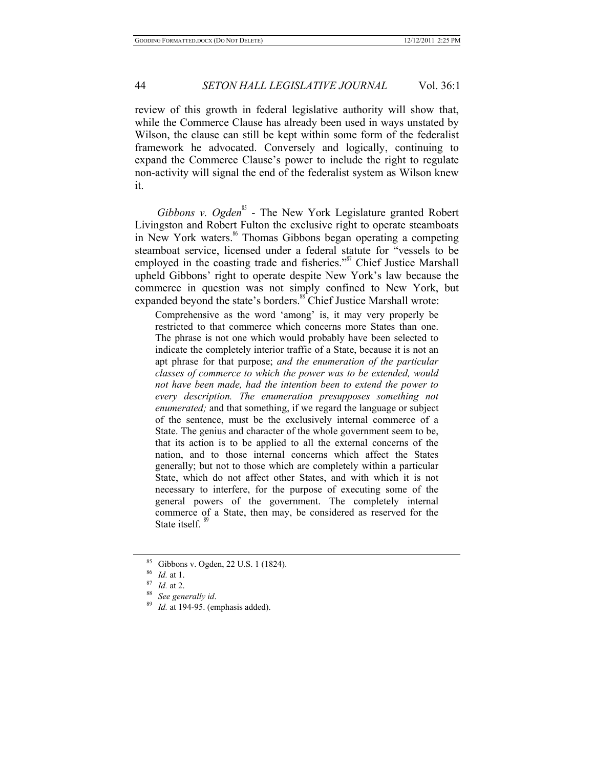review of this growth in federal legislative authority will show that, while the Commerce Clause has already been used in ways unstated by Wilson, the clause can still be kept within some form of the federalist framework he advocated. Conversely and logically, continuing to expand the Commerce Clause's power to include the right to regulate non-activity will signal the end of the federalist system as Wilson knew it.

*Gibbons v. Ogden*[85] - The New York Legislature granted Robert Livingston and Robert Fulton the exclusive right to operate steamboats in New York waters.[86] Thomas Gibbons began operating a competing steamboat service, licensed under a federal statute for "vessels to be employed in the coasting trade and fisheries."[87] Chief Justice Marshall upheld Gibbons' right to operate despite New York's law because the commerce in question was not simply confined to New York, but expanded beyond the state's borders.[88] Chief Justice Marshall wrote:

> Comprehensive as the word 'among' is, it may very properly be restricted to that commerce which concerns more States than one. The phrase is not one which would probably have been selected to indicate the completely interior traffic of a State, because it is not an apt phrase for that purpose; *and the enumeration of the particular classes of commerce to which the power was to be extended, would not have been made, had the intention been to extend the power to every description. The enumeration presupposes something not enumerated;* and that something, if we regard the language or subject of the sentence, must be the exclusively internal commerce of a State. The genius and character of the whole government seem to be, that its action is to be applied to all the external concerns of the nation, and to those internal concerns which affect the States generally; but not to those which are completely within a particular State, which do not affect other States, and with which it is not necessary to interfere, for the purpose of executing some of the general powers of the government. The completely internal commerce of a State, then may, be considered as reserved for the State itself.[89]

---

[85] Gibbons v. Ogden, 22 U.S. 1 (1824).

[86] *Id.* at 1.

[87] *Id.* at 2.

[88] *See generally id*.

[89] *Id.* at 194-95. (emphasis added).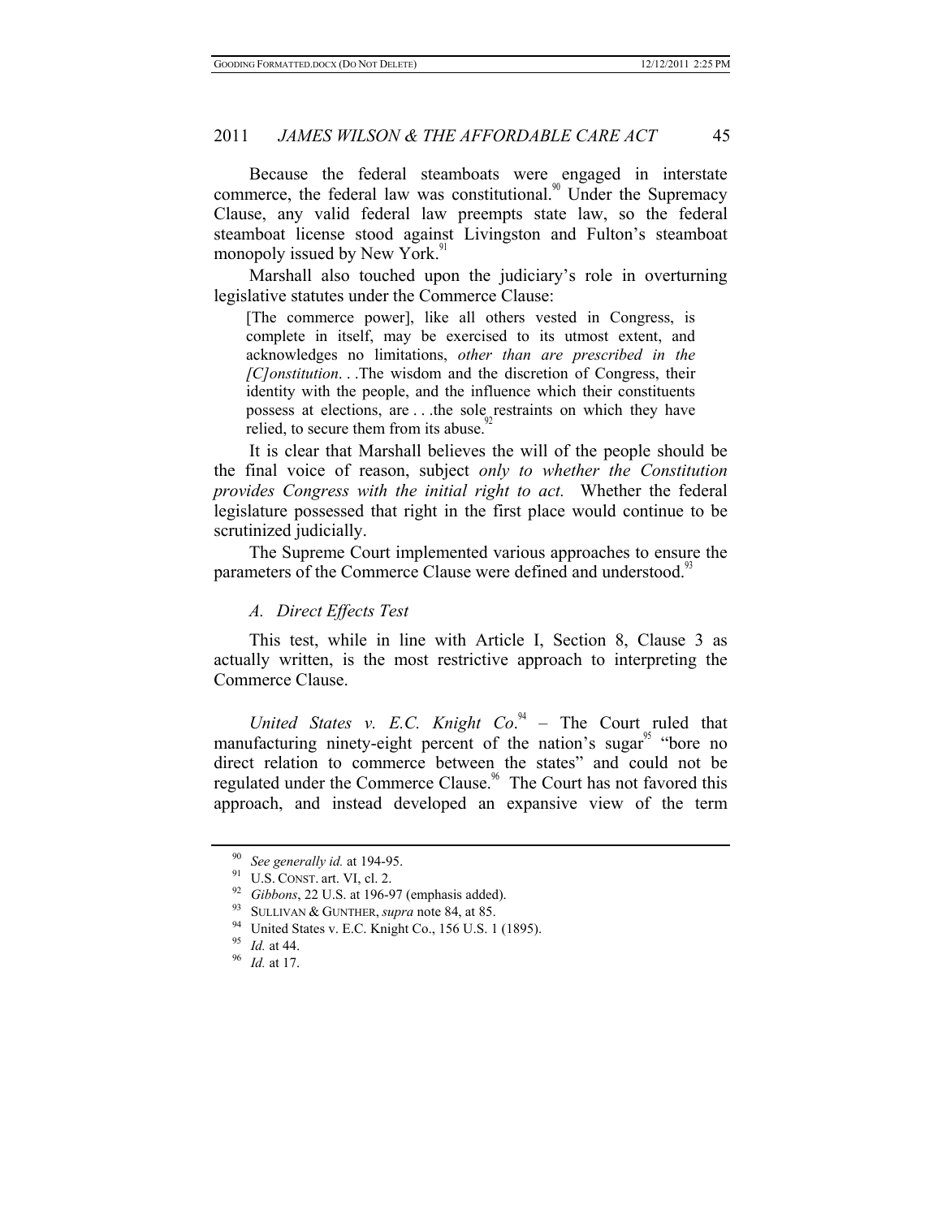Because the federal steamboats were engaged in interstate commerce, the federal law was constitutional.[90] Under the Supremacy Clause, any valid federal law preempts state law, so the federal steamboat license stood against Livingston and Fulton's steamboat monopoly issued by New York.[91]

Marshall also touched upon the judiciary's role in overturning legislative statutes under the Commerce Clause:

> [The commerce power], like all others vested in Congress, is complete in itself, may be exercised to its utmost extent, and acknowledges no limitations, *other than are prescribed in the [C]onstitution*. . .The wisdom and the discretion of Congress, their identity with the people, and the influence which their constituents possess at elections, are . . .the sole restraints on which they have relied, to secure them from its abuse.[92]

It is clear that Marshall believes the will of the people should be the final voice of reason, subject *only to whether the Constitution provides Congress with the initial right to act.* Whether the federal legislature possessed that right in the first place would continue to be scrutinized judicially.

The Supreme Court implemented various approaches to ensure the parameters of the Commerce Clause were defined and understood.[93]

### *A. Direct Effects Test*

This test, while in line with Article I, Section 8, Clause 3 as actually written, is the most restrictive approach to interpreting the Commerce Clause.

*United States v. E.C. Knight Co*.[94] – The Court ruled that manufacturing ninety-eight percent of the nation's sugar[95] "bore no direct relation to commerce between the states" and could not be regulated under the Commerce Clause.[96] The Court has not favored this approach, and instead developed an expansive view of the term

---

[90] *See generally id.* at 194-95.

[91] U.S. CONST. art. VI, cl. 2.

[92] *Gibbons*, 22 U.S. at 196-97 (emphasis added).

[93] SULLIVAN & GUNTHER, *supra* note 84, at 85.

[94] United States v. E.C. Knight Co., 156 U.S. 1 (1895).

[95] *Id.* at 44.

[96] *Id.* at 17.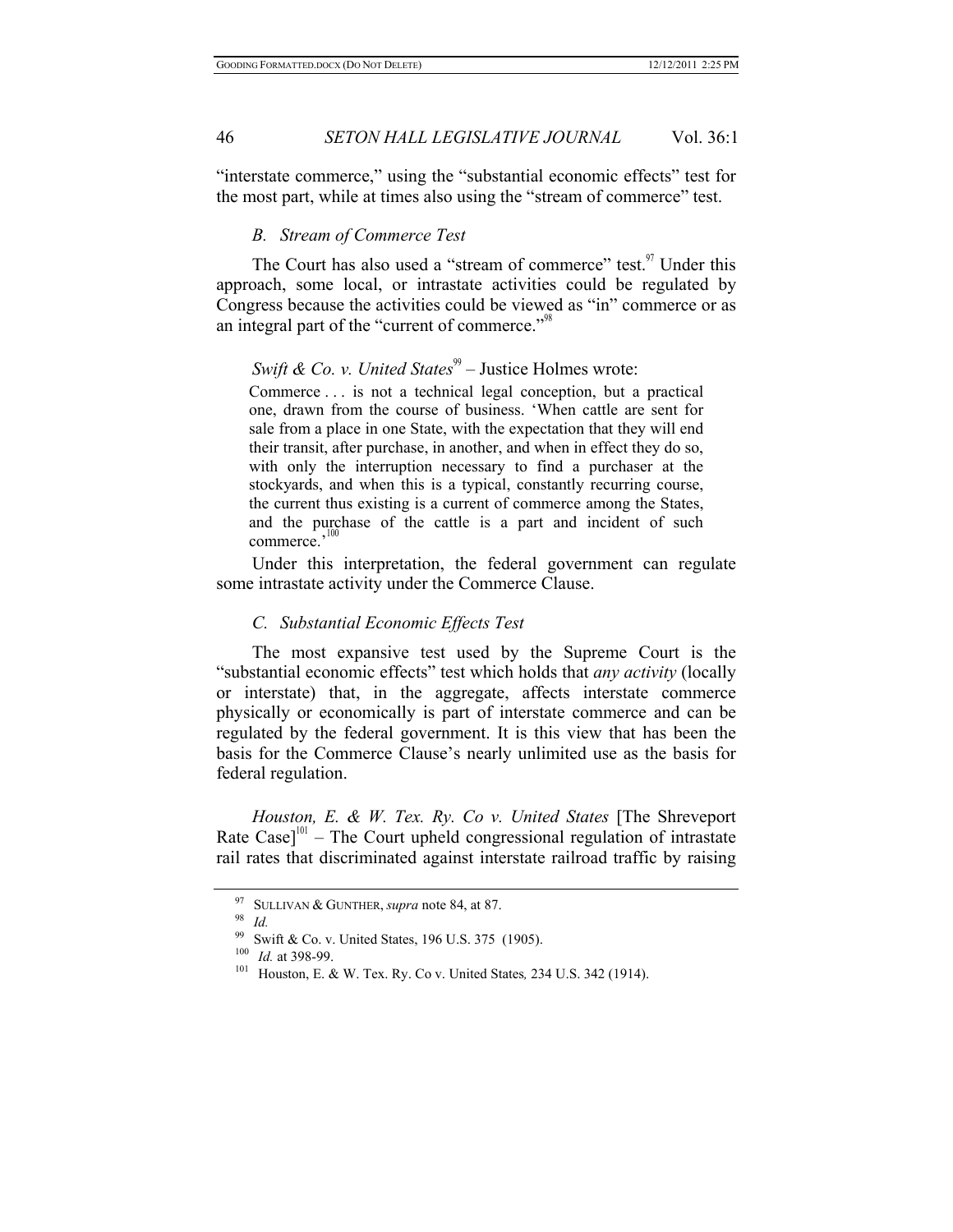"interstate commerce," using the "substantial economic effects" test for the most part, while at times also using the "stream of commerce" test.

### *B. Stream of Commerce Test*

The Court has also used a "stream of commerce" test.[97] Under this approach, some local, or intrastate activities could be regulated by Congress because the activities could be viewed as "in" commerce or as an integral part of the "current of commerce."[98]

*Swift & Co. v. United States*[99] – Justice Holmes wrote:

> Commerce . . . is not a technical legal conception, but a practical one, drawn from the course of business. 'When cattle are sent for sale from a place in one State, with the expectation that they will end their transit, after purchase, in another, and when in effect they do so, with only the interruption necessary to find a purchaser at the stockyards, and when this is a typical, constantly recurring course, the current thus existing is a current of commerce among the States, and the purchase of the cattle is a part and incident of such commerce.'[100]

Under this interpretation, the federal government can regulate some intrastate activity under the Commerce Clause.

### *C. Substantial Economic Effects Test*

The most expansive test used by the Supreme Court is the "substantial economic effects" test which holds that *any activity* (locally or interstate) that, in the aggregate, affects interstate commerce physically or economically is part of interstate commerce and can be regulated by the federal government. It is this view that has been the basis for the Commerce Clause's nearly unlimited use as the basis for federal regulation.

*Houston, E. & W. Tex. Ry. Co v. United States* [The Shreveport Rate Case][101] – The Court upheld congressional regulation of intrastate rail rates that discriminated against interstate railroad traffic by raising

---

[97] SULLIVAN & GUNTHER, *supra* note 84, at 87.

[98] *Id.*

[99] Swift & Co. v. United States, 196 U.S. 375 (1905).

[100] *Id.* at 398-99.

[101] Houston, E. & W. Tex. Ry. Co v. United States*,* 234 U.S. 342 (1914).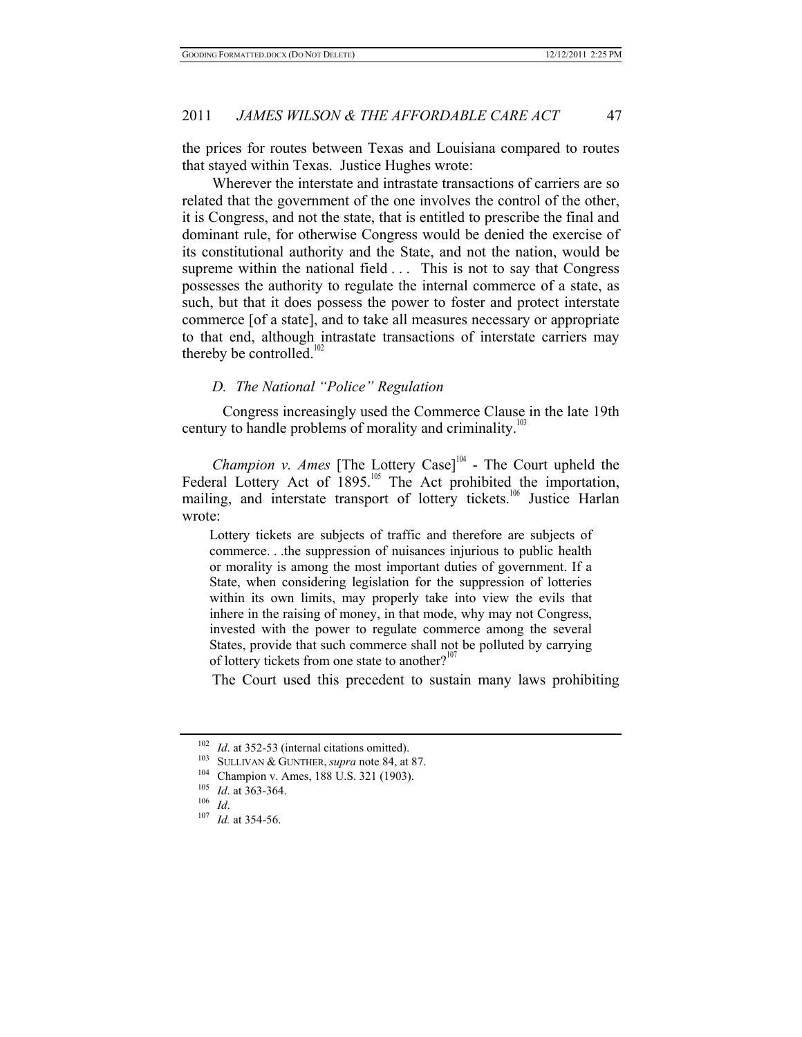the prices for routes between Texas and Louisiana compared to routes that stayed within Texas. Justice Hughes wrote:

> Wherever the interstate and intrastate transactions of carriers are so related that the government of the one involves the control of the other, it is Congress, and not the state, that is entitled to prescribe the final and dominant rule, for otherwise Congress would be denied the exercise of its constitutional authority and the State, and not the nation, would be supreme within the national field . . . This is not to say that Congress possesses the authority to regulate the internal commerce of a state, as such, but that it does possess the power to foster and protect interstate commerce [of a state], and to take all measures necessary or appropriate to that end, although intrastate transactions of interstate carriers may thereby be controlled.[102]

### *D. The National "Police" Regulation*

Congress increasingly used the Commerce Clause in the late 19th century to handle problems of morality and criminality.[103]

*Champion v. Ames* [The Lottery Case][104] - The Court upheld the Federal Lottery Act of 1895.[105] The Act prohibited the importation, mailing, and interstate transport of lottery tickets.[106] Justice Harlan wrote:

> Lottery tickets are subjects of traffic and therefore are subjects of commerce. . .the suppression of nuisances injurious to public health or morality is among the most important duties of government. If a State, when considering legislation for the suppression of lotteries within its own limits, may properly take into view the evils that inhere in the raising of money, in that mode, why may not Congress, invested with the power to regulate commerce among the several States, provide that such commerce shall not be polluted by carrying of lottery tickets from one state to another?[107]

The Court used this precedent to sustain many laws prohibiting

---

[102] *Id*. at 352-53 (internal citations omitted).

[103] SULLIVAN & GUNTHER, *supra* note 84, at 87.

[104] Champion v. Ames, 188 U.S. 321 (1903).

[105] *Id*. at 363-364.

[106] *Id*.

[107] *Id.* at 354-56.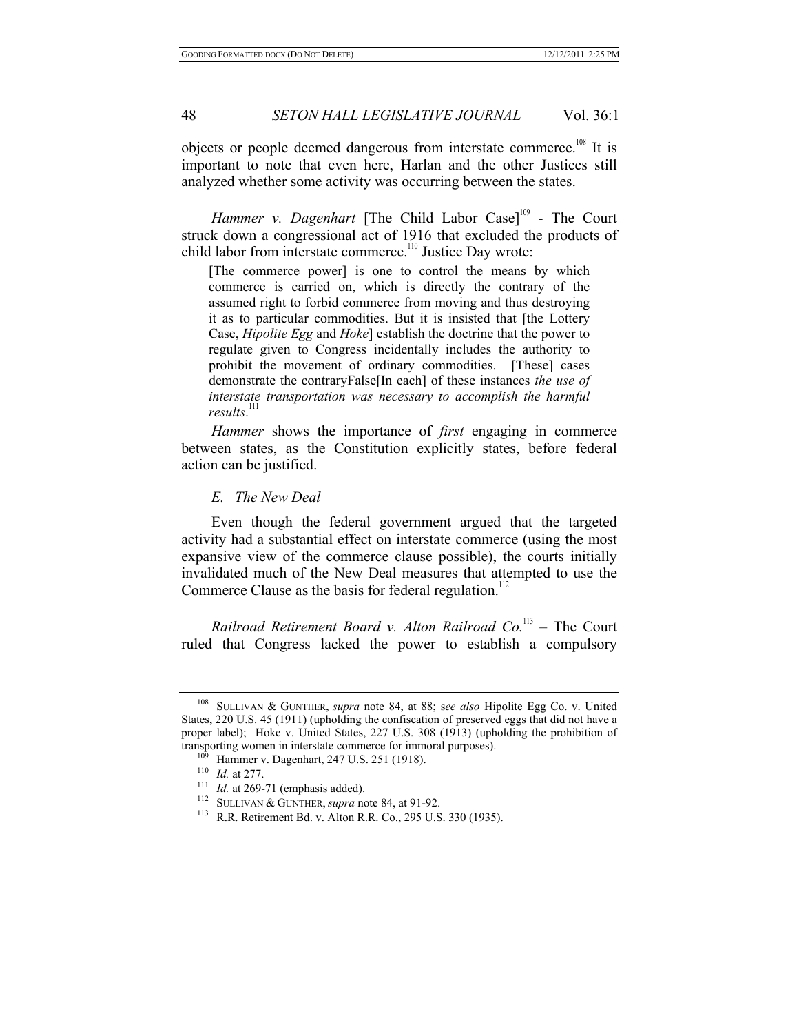objects or people deemed dangerous from interstate commerce.[108] It is important to note that even here, Harlan and the other Justices still analyzed whether some activity was occurring between the states.

*Hammer v. Dagenhart* [The Child Labor Case][109] - The Court struck down a congressional act of 1916 that excluded the products of child labor from interstate commerce.[110] Justice Day wrote:

> [The commerce power] is one to control the means by which commerce is carried on, which is directly the contrary of the assumed right to forbid commerce from moving and thus destroying it as to particular commodities. But it is insisted that [the Lottery Case, *Hipolite Egg* and *Hoke*] establish the doctrine that the power to regulate given to Congress incidentally includes the authority to prohibit the movement of ordinary commodities. [These] cases demonstrate the contraryFalse[In each] of these instances *the use of interstate transportation was necessary to accomplish the harmful results*.[111]

*Hammer* shows the importance of *first* engaging in commerce between states, as the Constitution explicitly states, before federal action can be justified.

### *E. The New Deal*

Even though the federal government argued that the targeted activity had a substantial effect on interstate commerce (using the most expansive view of the commerce clause possible), the courts initially invalidated much of the New Deal measures that attempted to use the Commerce Clause as the basis for federal regulation.[112]

*Railroad Retirement Board v. Alton Railroad Co.*[113] – The Court ruled that Congress lacked the power to establish a compulsory

---

[108] SULLIVAN & GUNTHER, *supra* note 84, at 88; s*ee also* Hipolite Egg Co. v. United States, 220 U.S. 45 (1911) (upholding the confiscation of preserved eggs that did not have a proper label); Hoke v. United States, 227 U.S. 308 (1913) (upholding the prohibition of transporting women in interstate commerce for immoral purposes).

[109] Hammer v. Dagenhart, 247 U.S. 251 (1918).

[110] *Id.* at 277.

[111] *Id.* at 269-71 (emphasis added).

[112] SULLIVAN & GUNTHER, *supra* note 84, at 91-92.

[113] R.R. Retirement Bd. v. Alton R.R. Co., 295 U.S. 330 (1935).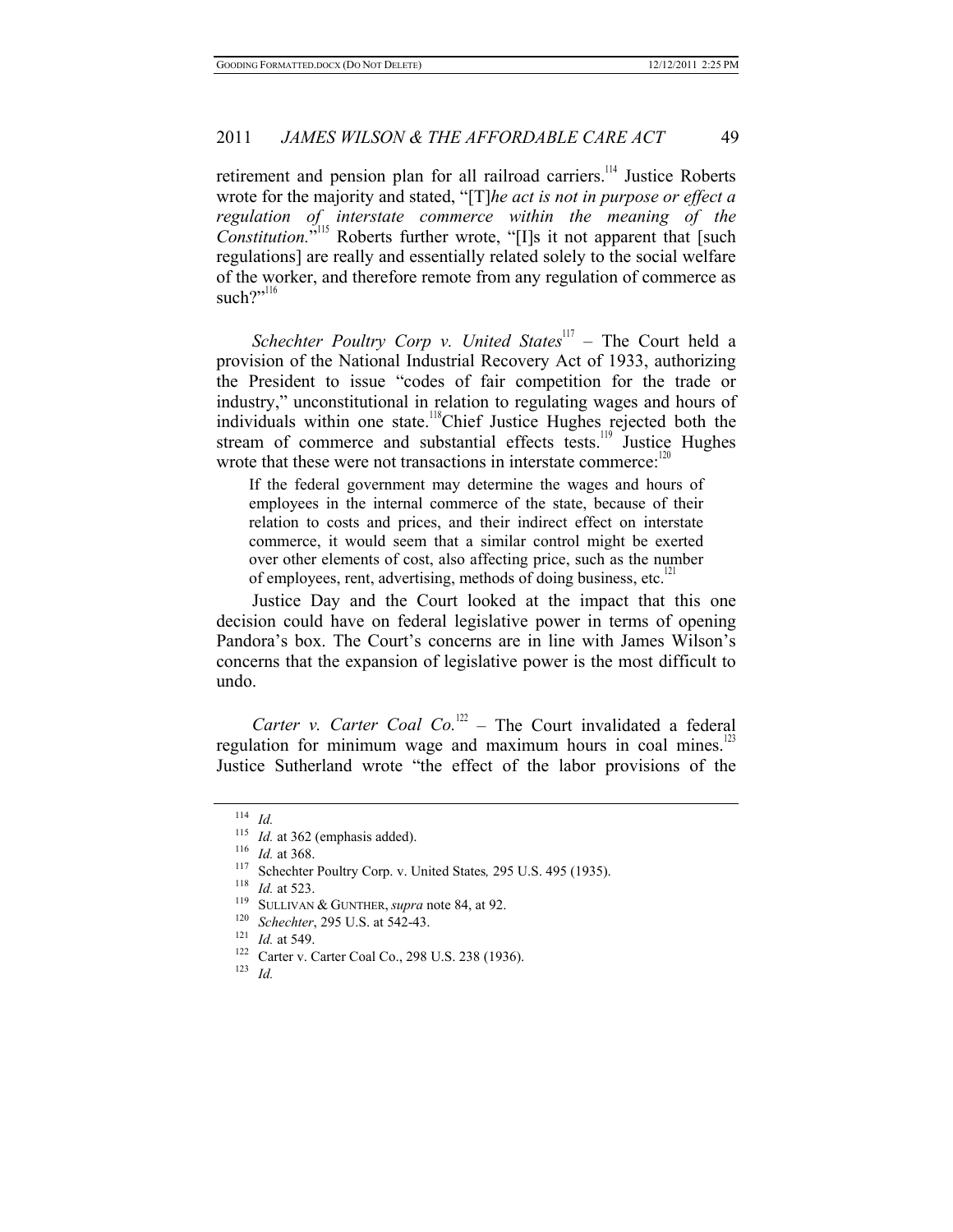retirement and pension plan for all railroad carriers.[114] Justice Roberts wrote for the majority and stated, "[T]*he act is not in purpose or effect a regulation of interstate commerce within the meaning of the Constitution.*"[115] Roberts further wrote, "[I]s it not apparent that [such regulations] are really and essentially related solely to the social welfare of the worker, and therefore remote from any regulation of commerce as such?"[116]

*Schechter Poultry Corp v. United States*[117] – The Court held a provision of the National Industrial Recovery Act of 1933, authorizing the President to issue "codes of fair competition for the trade or industry," unconstitutional in relation to regulating wages and hours of individuals within one state.[118]Chief Justice Hughes rejected both the stream of commerce and substantial effects tests.[119] Justice Hughes wrote that these were not transactions in interstate commerce:[120]

> If the federal government may determine the wages and hours of employees in the internal commerce of the state, because of their relation to costs and prices, and their indirect effect on interstate commerce, it would seem that a similar control might be exerted over other elements of cost, also affecting price, such as the number of employees, rent, advertising, methods of doing business, etc.[121]

Justice Day and the Court looked at the impact that this one decision could have on federal legislative power in terms of opening Pandora's box. The Court's concerns are in line with James Wilson's concerns that the expansion of legislative power is the most difficult to undo.

*Carter v. Carter Coal Co.*[122] – The Court invalidated a federal regulation for minimum wage and maximum hours in coal mines.[123] Justice Sutherland wrote "the effect of the labor provisions of the

---

[114] *Id.*

[115] *Id.* at 362 (emphasis added).

[116] *Id.* at 368.

[117] Schechter Poultry Corp. v. United States*,* 295 U.S. 495 (1935).

[118] *Id.* at 523.

[119] SULLIVAN & GUNTHER, *supra* note 84, at 92.

[120] *Schechter*, 295 U.S. at 542-43.

[121] *Id.* at 549.

[122] Carter v. Carter Coal Co., 298 U.S. 238 (1936).

[123] *Id.*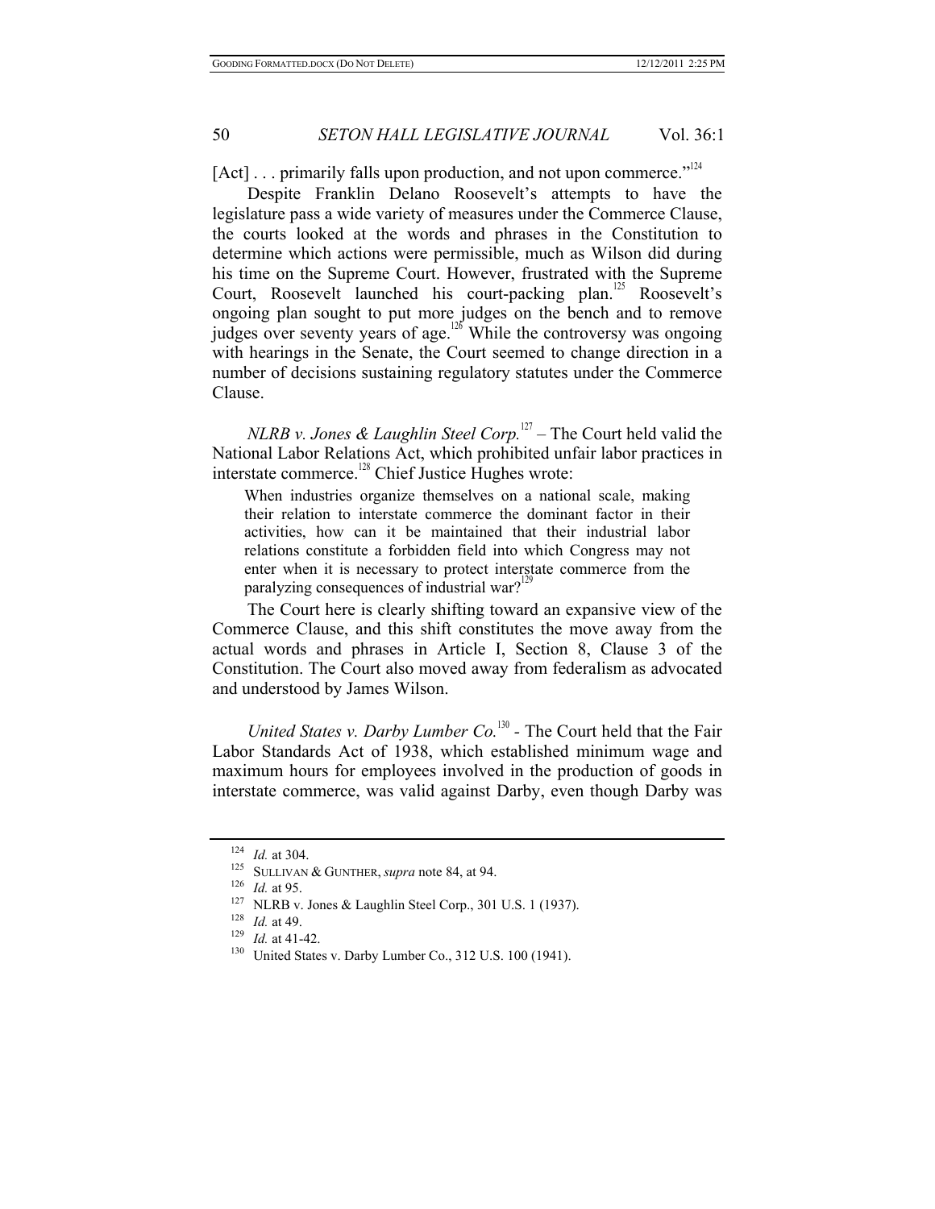[Act] . . . primarily falls upon production, and not upon commerce."[124]

Despite Franklin Delano Roosevelt's attempts to have the legislature pass a wide variety of measures under the Commerce Clause, the courts looked at the words and phrases in the Constitution to determine which actions were permissible, much as Wilson did during his time on the Supreme Court. However, frustrated with the Supreme Court, Roosevelt launched his court-packing plan.[125] Roosevelt's ongoing plan sought to put more judges on the bench and to remove judges over seventy years of age.[126] While the controversy was ongoing with hearings in the Senate, the Court seemed to change direction in a number of decisions sustaining regulatory statutes under the Commerce Clause.

*NLRB v. Jones & Laughlin Steel Corp.*[127] – The Court held valid the National Labor Relations Act, which prohibited unfair labor practices in interstate commerce.[128] Chief Justice Hughes wrote:

> When industries organize themselves on a national scale, making their relation to interstate commerce the dominant factor in their activities, how can it be maintained that their industrial labor relations constitute a forbidden field into which Congress may not enter when it is necessary to protect interstate commerce from the paralyzing consequences of industrial war?[129]

The Court here is clearly shifting toward an expansive view of the Commerce Clause, and this shift constitutes the move away from the actual words and phrases in Article I, Section 8, Clause 3 of the Constitution. The Court also moved away from federalism as advocated and understood by James Wilson.

*United States v. Darby Lumber Co.*[130] - The Court held that the Fair Labor Standards Act of 1938, which established minimum wage and maximum hours for employees involved in the production of goods in interstate commerce, was valid against Darby, even though Darby was

---

[124] *Id.* at 304.

[125] SULLIVAN & GUNTHER, *supra* note 84, at 94.

[126] *Id.* at 95.

[127] NLRB v. Jones & Laughlin Steel Corp., 301 U.S. 1 (1937).

[128] *Id.* at 49.

[129] *Id.* at 41-42.

[130] United States v. Darby Lumber Co., 312 U.S. 100 (1941).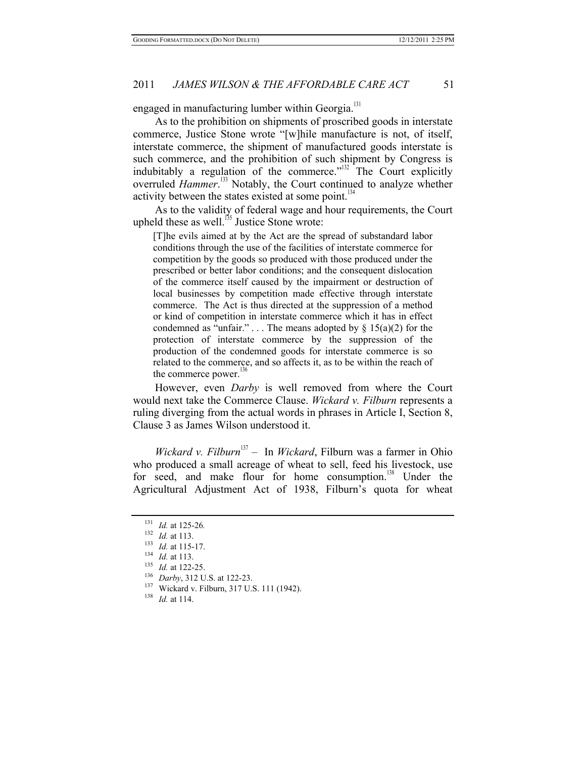engaged in manufacturing lumber within Georgia.[131]

As to the prohibition on shipments of proscribed goods in interstate commerce, Justice Stone wrote "[w]hile manufacture is not, of itself, interstate commerce, the shipment of manufactured goods interstate is such commerce, and the prohibition of such shipment by Congress is indubitably a regulation of the commerce."[132] The Court explicitly overruled *Hammer*.[133] Notably, the Court continued to analyze whether activity between the states existed at some point.[134]

As to the validity of federal wage and hour requirements, the Court upheld these as well.[135] Justice Stone wrote:

> [T]he evils aimed at by the Act are the spread of substandard labor conditions through the use of the facilities of interstate commerce for competition by the goods so produced with those produced under the prescribed or better labor conditions; and the consequent dislocation of the commerce itself caused by the impairment or destruction of local businesses by competition made effective through interstate commerce. The Act is thus directed at the suppression of a method or kind of competition in interstate commerce which it has in effect condemned as "unfair." . . . The means adopted by § 15(a)(2) for the protection of interstate commerce by the suppression of the production of the condemned goods for interstate commerce is so related to the commerce, and so affects it, as to be within the reach of the commerce power.[136]

However, even *Darby* is well removed from where the Court would next take the Commerce Clause. *Wickard v. Filburn* represents a ruling diverging from the actual words in phrases in Article I, Section 8, Clause 3 as James Wilson understood it.

*Wickard v. Filburn*[137] – In *Wickard*, Filburn was a farmer in Ohio who produced a small acreage of wheat to sell, feed his livestock, use for seed, and make flour for home consumption.[138] Under the Agricultural Adjustment Act of 1938, Filburn's quota for wheat

---

131 *Id.* at 125-26.

132 *Id.* at 113.

133 *Id.* at 115-17.

134 *Id.* at 113.

135 *Id.* at 122-25.

136 *Darby*, 312 U.S. at 122-23.

137 Wickard v. Filburn, 317 U.S. 111 (1942).

138 *Id.* at 114.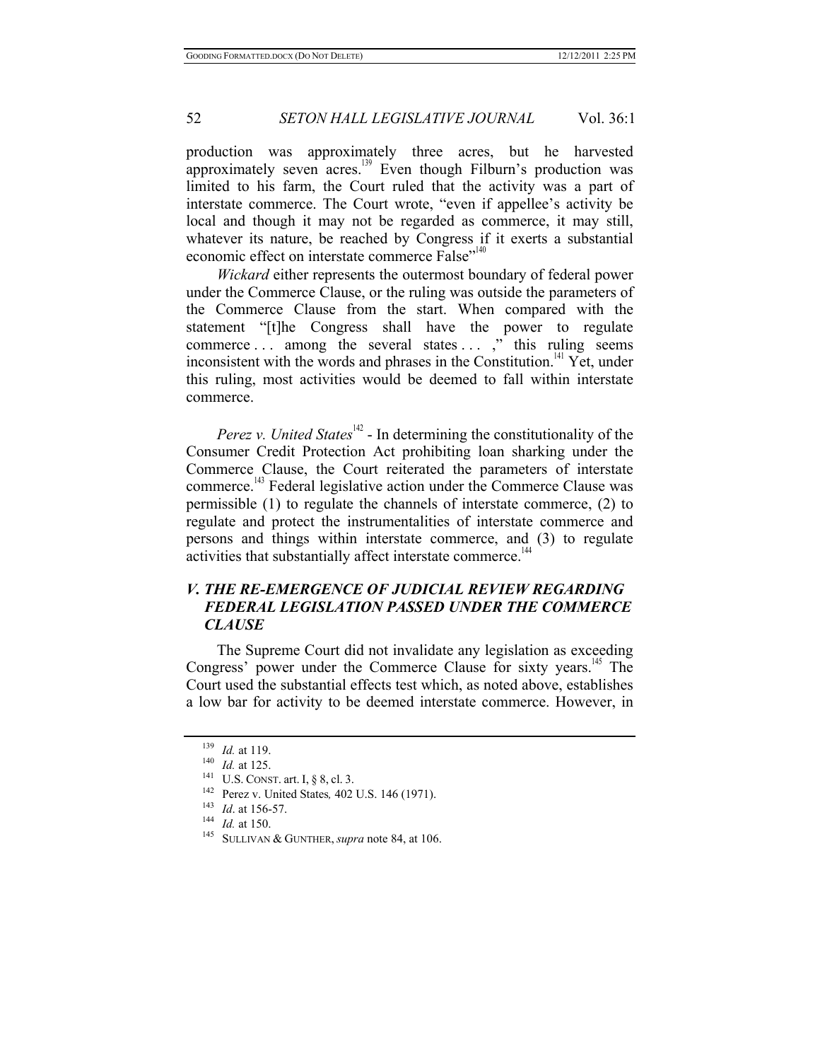production was approximately three acres, but he harvested approximately seven acres.[139] Even though Filburn's production was limited to his farm, the Court ruled that the activity was a part of interstate commerce. The Court wrote, "even if appellee's activity be local and though it may not be regarded as commerce, it may still, whatever its nature, be reached by Congress if it exerts a substantial economic effect on interstate commerce False"[140]

*Wickard* either represents the outermost boundary of federal power under the Commerce Clause, or the ruling was outside the parameters of the Commerce Clause from the start. When compared with the statement "[t]he Congress shall have the power to regulate commerce . . . among the several states . . . ," this ruling seems inconsistent with the words and phrases in the Constitution.[141] Yet, under this ruling, most activities would be deemed to fall within interstate commerce.

*Perez v. United States*[142] - In determining the constitutionality of the Consumer Credit Protection Act prohibiting loan sharking under the Commerce Clause, the Court reiterated the parameters of interstate commerce.[143] Federal legislative action under the Commerce Clause was permissible (1) to regulate the channels of interstate commerce, (2) to regulate and protect the instrumentalities of interstate commerce and persons and things within interstate commerce, and (3) to regulate activities that substantially affect interstate commerce.[144]

## *V. THE RE-EMERGENCE OF JUDICIAL REVIEW REGARDING FEDERAL LEGISLATION PASSED UNDER THE COMMERCE CLAUSE*

The Supreme Court did not invalidate any legislation as exceeding Congress' power under the Commerce Clause for sixty years.[145] The Court used the substantial effects test which, as noted above, establishes a low bar for activity to be deemed interstate commerce. However, in

---

[139] *Id.* at 119.

[140] *Id.* at 125.

[141] U.S. CONST. art. I, § 8, cl. 3.

[142] Perez v. United States*,* 402 U.S. 146 (1971).

[143] *Id*. at 156-57.

[144] *Id.* at 150.

[145] SULLIVAN & GUNTHER, *supra* note 84, at 106.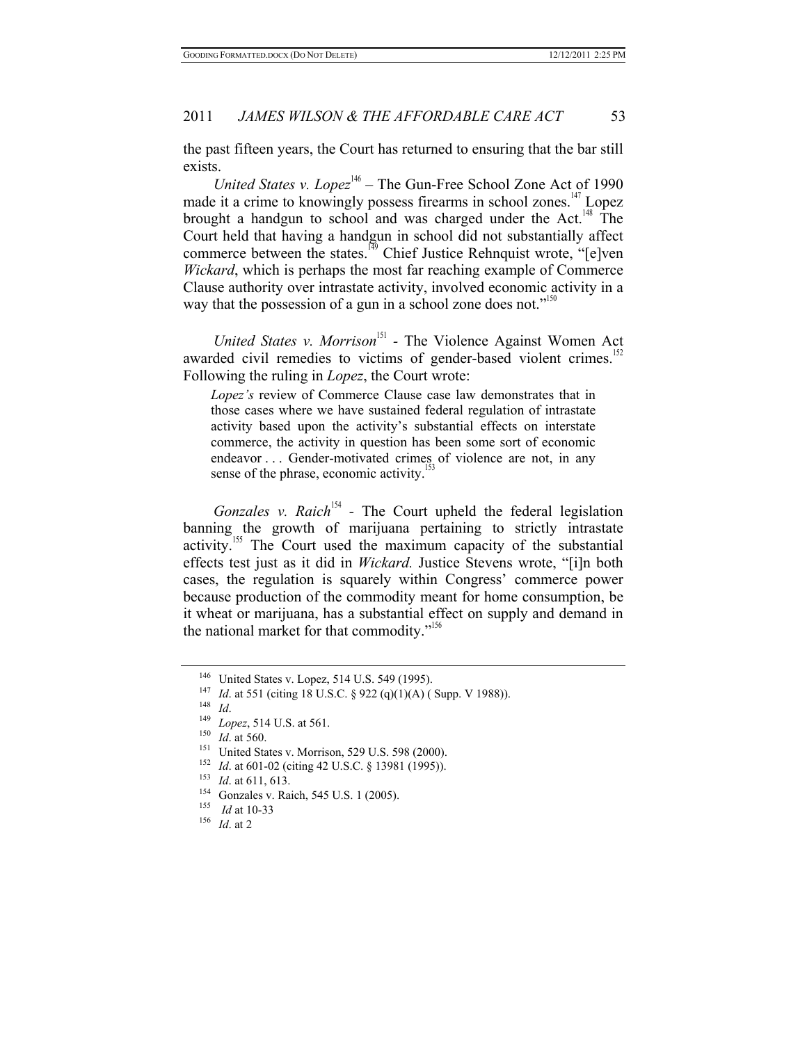the past fifteen years, the Court has returned to ensuring that the bar still exists.

*United States v. Lopez*[146] – The Gun-Free School Zone Act of 1990 made it a crime to knowingly possess firearms in school zones.[147] Lopez brought a handgun to school and was charged under the Act.[148] The Court held that having a handgun in school did not substantially affect commerce between the states.[149] Chief Justice Rehnquist wrote, "[e]ven *Wickard*, which is perhaps the most far reaching example of Commerce Clause authority over intrastate activity, involved economic activity in a way that the possession of a gun in a school zone does not."[150]

*United States v. Morrison*[151] - The Violence Against Women Act awarded civil remedies to victims of gender-based violent crimes.[152] Following the ruling in *Lopez*, the Court wrote:

> *Lopez's* review of Commerce Clause case law demonstrates that in those cases where we have sustained federal regulation of intrastate activity based upon the activity's substantial effects on interstate commerce, the activity in question has been some sort of economic endeavor . . . Gender-motivated crimes of violence are not, in any sense of the phrase, economic activity.[153]

*Gonzales v. Raich*[154] - The Court upheld the federal legislation banning the growth of marijuana pertaining to strictly intrastate activity.[155] The Court used the maximum capacity of the substantial effects test just as it did in *Wickard.* Justice Stevens wrote, "[i]n both cases, the regulation is squarely within Congress' commerce power because production of the commodity meant for home consumption, be it wheat or marijuana, has a substantial effect on supply and demand in the national market for that commodity."[156]

---

[146] United States v. Lopez, 514 U.S. 549 (1995).

[147] *Id*. at 551 (citing 18 U.S.C. § 922 (q)(1)(A) ( Supp. V 1988)).

[148] *Id*.

[149] *Lopez*, 514 U.S. at 561.

[150] *Id*. at 560.

[151] United States v. Morrison, 529 U.S. 598 (2000).

[152] *Id*. at 601-02 (citing 42 U.S.C. § 13981 (1995)).

[153] *Id*. at 611, 613.

[154] Gonzales v. Raich, 545 U.S. 1 (2005).

[155] *Id* at 10-33

[156] *Id*. at 2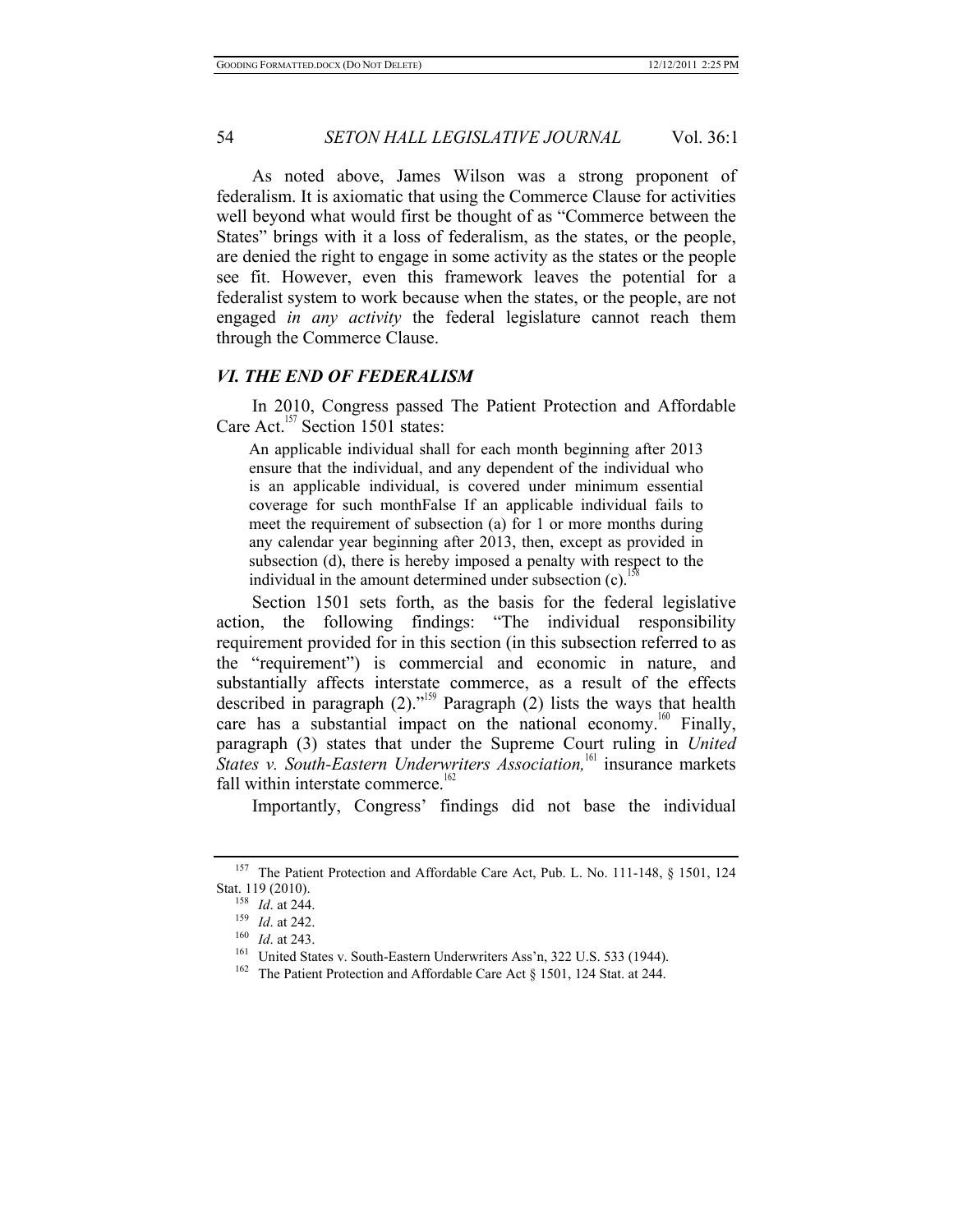As noted above, James Wilson was a strong proponent of federalism. It is axiomatic that using the Commerce Clause for activities well beyond what would first be thought of as "Commerce between the States" brings with it a loss of federalism, as the states, or the people, are denied the right to engage in some activity as the states or the people see fit. However, even this framework leaves the potential for a federalist system to work because when the states, or the people, are not engaged *in any activity* the federal legislature cannot reach them through the Commerce Clause.

## *VI. THE END OF FEDERALISM*

In 2010, Congress passed The Patient Protection and Affordable Care Act.[157] Section 1501 states:

> An applicable individual shall for each month beginning after 2013 ensure that the individual, and any dependent of the individual who is an applicable individual, is covered under minimum essential coverage for such monthFalse If an applicable individual fails to meet the requirement of subsection (a) for 1 or more months during any calendar year beginning after 2013, then, except as provided in subsection (d), there is hereby imposed a penalty with respect to the individual in the amount determined under subsection (c).[158]

Section 1501 sets forth, as the basis for the federal legislative action, the following findings: "The individual responsibility requirement provided for in this section (in this subsection referred to as the "requirement") is commercial and economic in nature, and substantially affects interstate commerce, as a result of the effects described in paragraph (2)."[159] Paragraph (2) lists the ways that health care has a substantial impact on the national economy.[160] Finally, paragraph (3) states that under the Supreme Court ruling in *United States v. South-Eastern Underwriters Association,*[161] insurance markets fall within interstate commerce.[162]

Importantly, Congress' findings did not base the individual

---

[157] The Patient Protection and Affordable Care Act, Pub. L. No. 111-148, § 1501, 124 Stat. 119 (2010).

[158] *Id*. at 244.

[159] *Id*. at 242.

[160] *Id*. at 243.

[161] United States v. South-Eastern Underwriters Ass'n, 322 U.S. 533 (1944).

[162] The Patient Protection and Affordable Care Act § 1501, 124 Stat. at 244.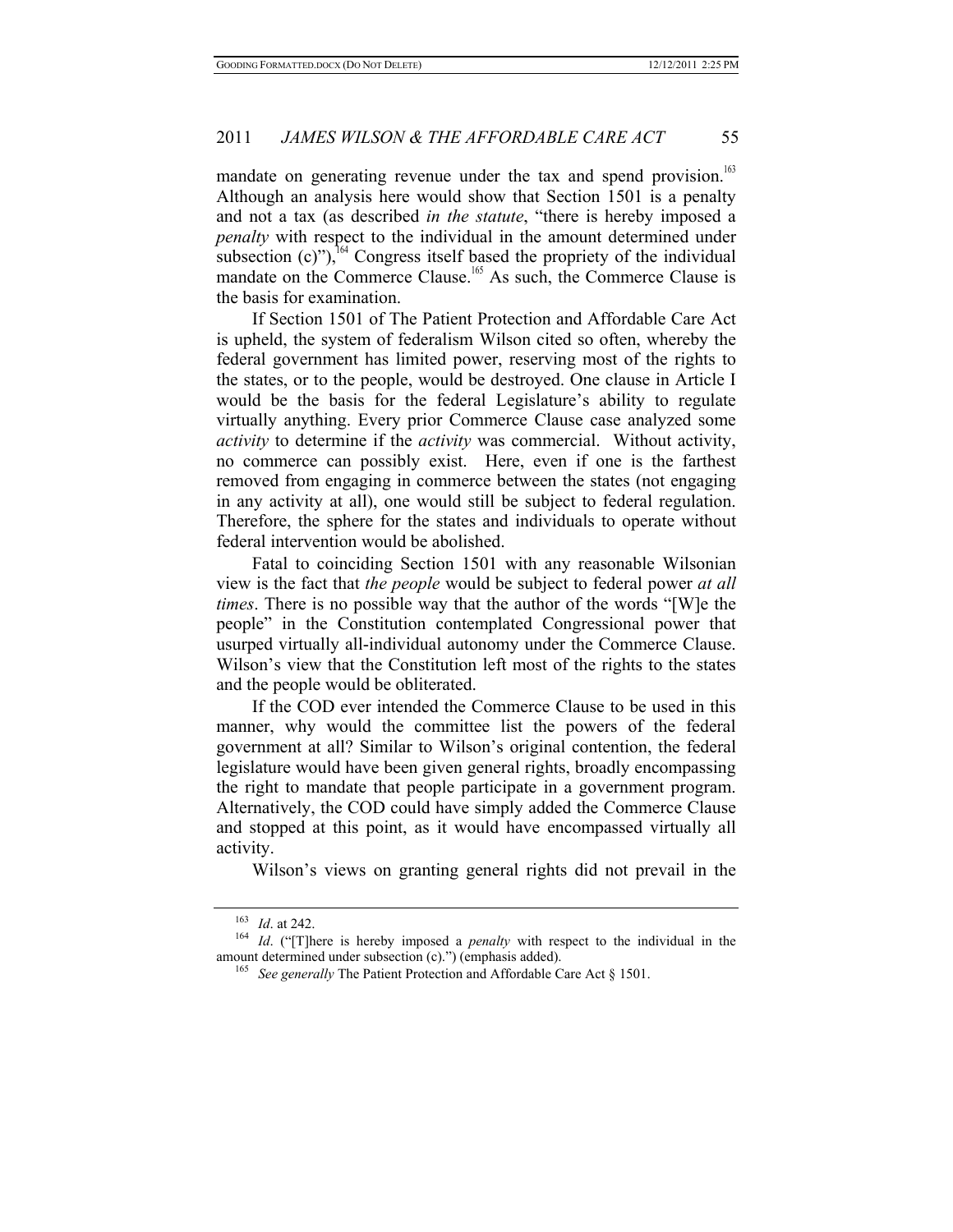mandate on generating revenue under the tax and spend provision.[163] Although an analysis here would show that Section 1501 is a penalty and not a tax (as described *in the statute*, "there is hereby imposed a *penalty* with respect to the individual in the amount determined under subsection (c)"),[164] Congress itself based the propriety of the individual mandate on the Commerce Clause.[165] As such, the Commerce Clause is the basis for examination.

If Section 1501 of The Patient Protection and Affordable Care Act is upheld, the system of federalism Wilson cited so often, whereby the federal government has limited power, reserving most of the rights to the states, or to the people, would be destroyed. One clause in Article I would be the basis for the federal Legislature's ability to regulate virtually anything. Every prior Commerce Clause case analyzed some *activity* to determine if the *activity* was commercial. Without activity, no commerce can possibly exist. Here, even if one is the farthest removed from engaging in commerce between the states (not engaging in any activity at all), one would still be subject to federal regulation. Therefore, the sphere for the states and individuals to operate without federal intervention would be abolished.

Fatal to coinciding Section 1501 with any reasonable Wilsonian view is the fact that *the people* would be subject to federal power *at all times*. There is no possible way that the author of the words "[W]e the people" in the Constitution contemplated Congressional power that usurped virtually all-individual autonomy under the Commerce Clause. Wilson's view that the Constitution left most of the rights to the states and the people would be obliterated.

If the COD ever intended the Commerce Clause to be used in this manner, why would the committee list the powers of the federal government at all? Similar to Wilson's original contention, the federal legislature would have been given general rights, broadly encompassing the right to mandate that people participate in a government program. Alternatively, the COD could have simply added the Commerce Clause and stopped at this point, as it would have encompassed virtually all activity.

Wilson's views on granting general rights did not prevail in the

---

[163] *Id*. at 242.

[164] *Id*. ("[T]here is hereby imposed a *penalty* with respect to the individual in the amount determined under subsection (c).") (emphasis added).

[165] *See generally* The Patient Protection and Affordable Care Act § 1501.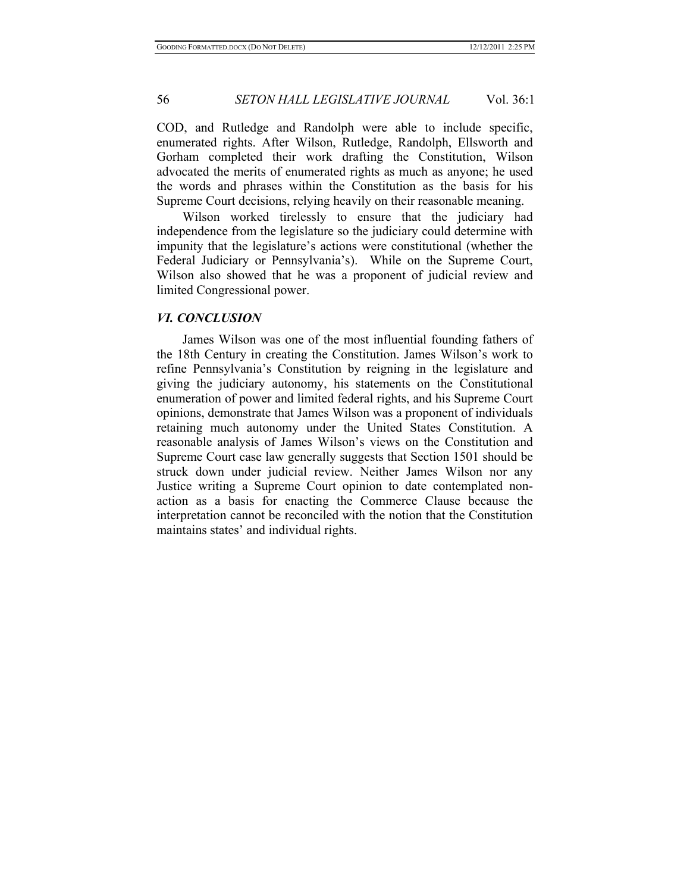COD, and Rutledge and Randolph were able to include specific, enumerated rights. After Wilson, Rutledge, Randolph, Ellsworth and Gorham completed their work drafting the Constitution, Wilson advocated the merits of enumerated rights as much as anyone; he used the words and phrases within the Constitution as the basis for his Supreme Court decisions, relying heavily on their reasonable meaning.

Wilson worked tirelessly to ensure that the judiciary had independence from the legislature so the judiciary could determine with impunity that the legislature's actions were constitutional (whether the Federal Judiciary or Pennsylvania's). While on the Supreme Court, Wilson also showed that he was a proponent of judicial review and limited Congressional power.

### *VI. CONCLUSION*

James Wilson was one of the most influential founding fathers of the 18th Century in creating the Constitution. James Wilson's work to refine Pennsylvania's Constitution by reigning in the legislature and giving the judiciary autonomy, his statements on the Constitutional enumeration of power and limited federal rights, and his Supreme Court opinions, demonstrate that James Wilson was a proponent of individuals retaining much autonomy under the United States Constitution. A reasonable analysis of James Wilson's views on the Constitution and Supreme Court case law generally suggests that Section 1501 should be struck down under judicial review. Neither James Wilson nor any Justice writing a Supreme Court opinion to date contemplated non-action as a basis for enacting the Commerce Clause because the interpretation cannot be reconciled with the notion that the Constitution maintains states' and individual rights.